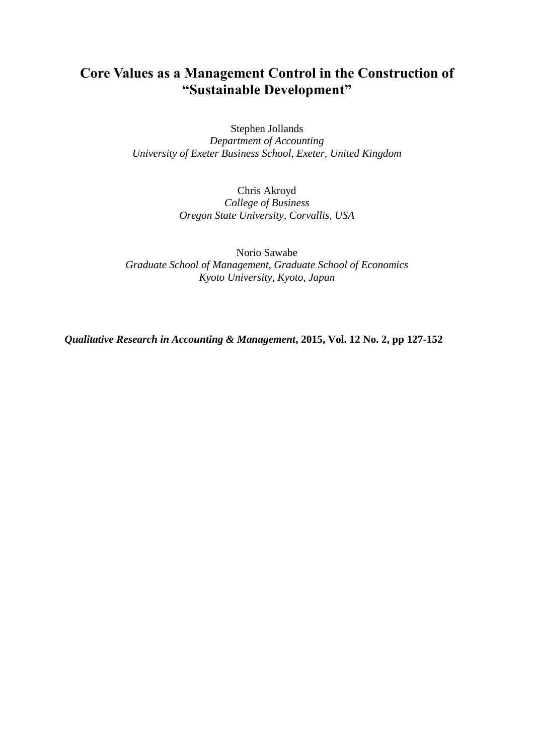# Core Values as a Management Control in the Construction of "Sustainable Development"

Stephen Jollands
*Department of Accounting*
*University of Exeter Business School, Exeter, United Kingdom*

Chris Akroyd
*College of Business*
*Oregon State University, Corvallis, USA*

Norio Sawabe
*Graduate School of Management, Graduate School of Economics*
*Kyoto University, Kyoto, Japan*

***Qualitative Research in Accounting & Management*, 2015, Vol. 12 No. 2, pp 127-152**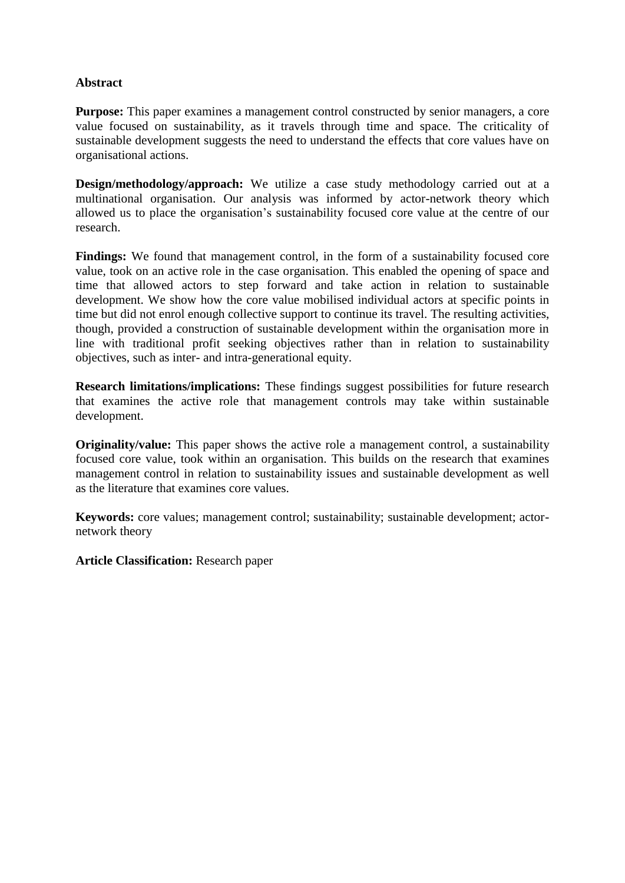**Abstract**

**Purpose:** This paper examines a management control constructed by senior managers, a core value focused on sustainability, as it travels through time and space. The criticality of sustainable development suggests the need to understand the effects that core values have on organisational actions.

**Design/methodology/approach:** We utilize a case study methodology carried out at a multinational organisation. Our analysis was informed by actor-network theory which allowed us to place the organisation's sustainability focused core value at the centre of our research.

**Findings:** We found that management control, in the form of a sustainability focused core value, took on an active role in the case organisation. This enabled the opening of space and time that allowed actors to step forward and take action in relation to sustainable development. We show how the core value mobilised individual actors at specific points in time but did not enrol enough collective support to continue its travel. The resulting activities, though, provided a construction of sustainable development within the organisation more in line with traditional profit seeking objectives rather than in relation to sustainability objectives, such as inter- and intra-generational equity.

**Research limitations/implications:** These findings suggest possibilities for future research that examines the active role that management controls may take within sustainable development.

**Originality/value:** This paper shows the active role a management control, a sustainability focused core value, took within an organisation. This builds on the research that examines management control in relation to sustainability issues and sustainable development as well as the literature that examines core values.

**Keywords:** core values; management control; sustainability; sustainable development; actor-network theory

**Article Classification:** Research paper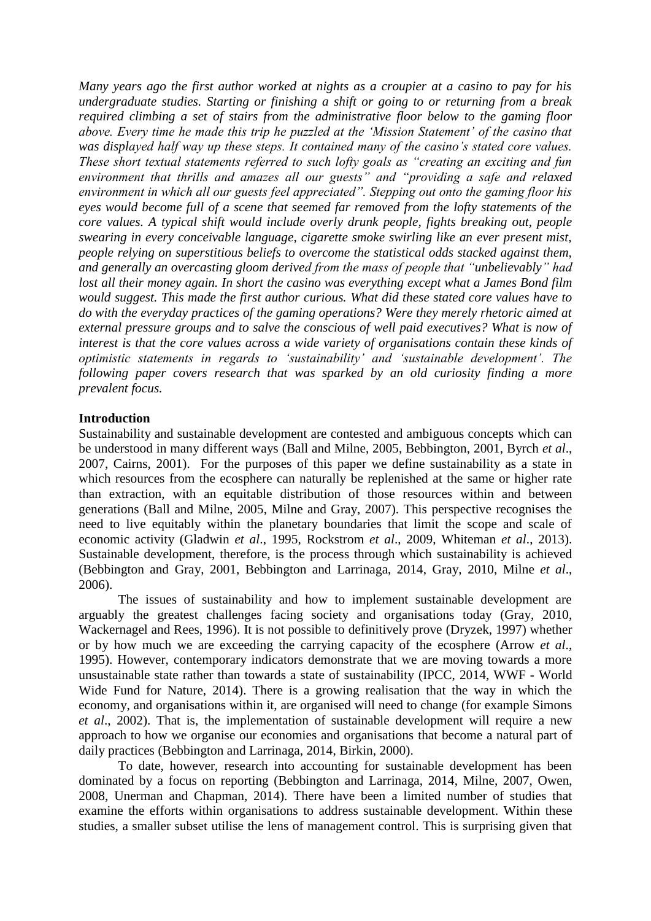*Many years ago the first author worked at nights as a croupier at a casino to pay for his undergraduate studies. Starting or finishing a shift or going to or returning from a break required climbing a set of stairs from the administrative floor below to the gaming floor above. Every time he made this trip he puzzled at the 'Mission Statement' of the casino that was displayed half way up these steps. It contained many of the casino's stated core values. These short textual statements referred to such lofty goals as "creating an exciting and fun environment that thrills and amazes all our guests" and "providing a safe and relaxed environment in which all our guests feel appreciated". Stepping out onto the gaming floor his eyes would become full of a scene that seemed far removed from the lofty statements of the core values. A typical shift would include overly drunk people, fights breaking out, people swearing in every conceivable language, cigarette smoke swirling like an ever present mist, people relying on superstitious beliefs to overcome the statistical odds stacked against them, and generally an overcasting gloom derived from the mass of people that "unbelievably" had lost all their money again. In short the casino was everything except what a James Bond film would suggest. This made the first author curious. What did these stated core values have to do with the everyday practices of the gaming operations? Were they merely rhetoric aimed at external pressure groups and to salve the conscious of well paid executives? What is now of interest is that the core values across a wide variety of organisations contain these kinds of optimistic statements in regards to 'sustainability' and 'sustainable development'. The following paper covers research that was sparked by an old curiosity finding a more prevalent focus.*

## Introduction

Sustainability and sustainable development are contested and ambiguous concepts which can be understood in many different ways (Ball and Milne, 2005, Bebbington, 2001, Byrch *et al*., 2007, Cairns, 2001). For the purposes of this paper we define sustainability as a state in which resources from the ecosphere can naturally be replenished at the same or higher rate than extraction, with an equitable distribution of those resources within and between generations (Ball and Milne, 2005, Milne and Gray, 2007). This perspective recognises the need to live equitably within the planetary boundaries that limit the scope and scale of economic activity (Gladwin *et al*., 1995, Rockstrom *et al*., 2009, Whiteman *et al*., 2013). Sustainable development, therefore, is the process through which sustainability is achieved (Bebbington and Gray, 2001, Bebbington and Larrinaga, 2014, Gray, 2010, Milne *et al*., 2006).

The issues of sustainability and how to implement sustainable development are arguably the greatest challenges facing society and organisations today (Gray, 2010, Wackernagel and Rees, 1996). It is not possible to definitively prove (Dryzek, 1997) whether or by how much we are exceeding the carrying capacity of the ecosphere (Arrow *et al*., 1995). However, contemporary indicators demonstrate that we are moving towards a more unsustainable state rather than towards a state of sustainability (IPCC, 2014, WWF - World Wide Fund for Nature, 2014). There is a growing realisation that the way in which the economy, and organisations within it, are organised will need to change (for example Simons *et al*., 2002). That is, the implementation of sustainable development will require a new approach to how we organise our economies and organisations that become a natural part of daily practices (Bebbington and Larrinaga, 2014, Birkin, 2000).

To date, however, research into accounting for sustainable development has been dominated by a focus on reporting (Bebbington and Larrinaga, 2014, Milne, 2007, Owen, 2008, Unerman and Chapman, 2014). There have been a limited number of studies that examine the efforts within organisations to address sustainable development. Within these studies, a smaller subset utilise the lens of management control. This is surprising given that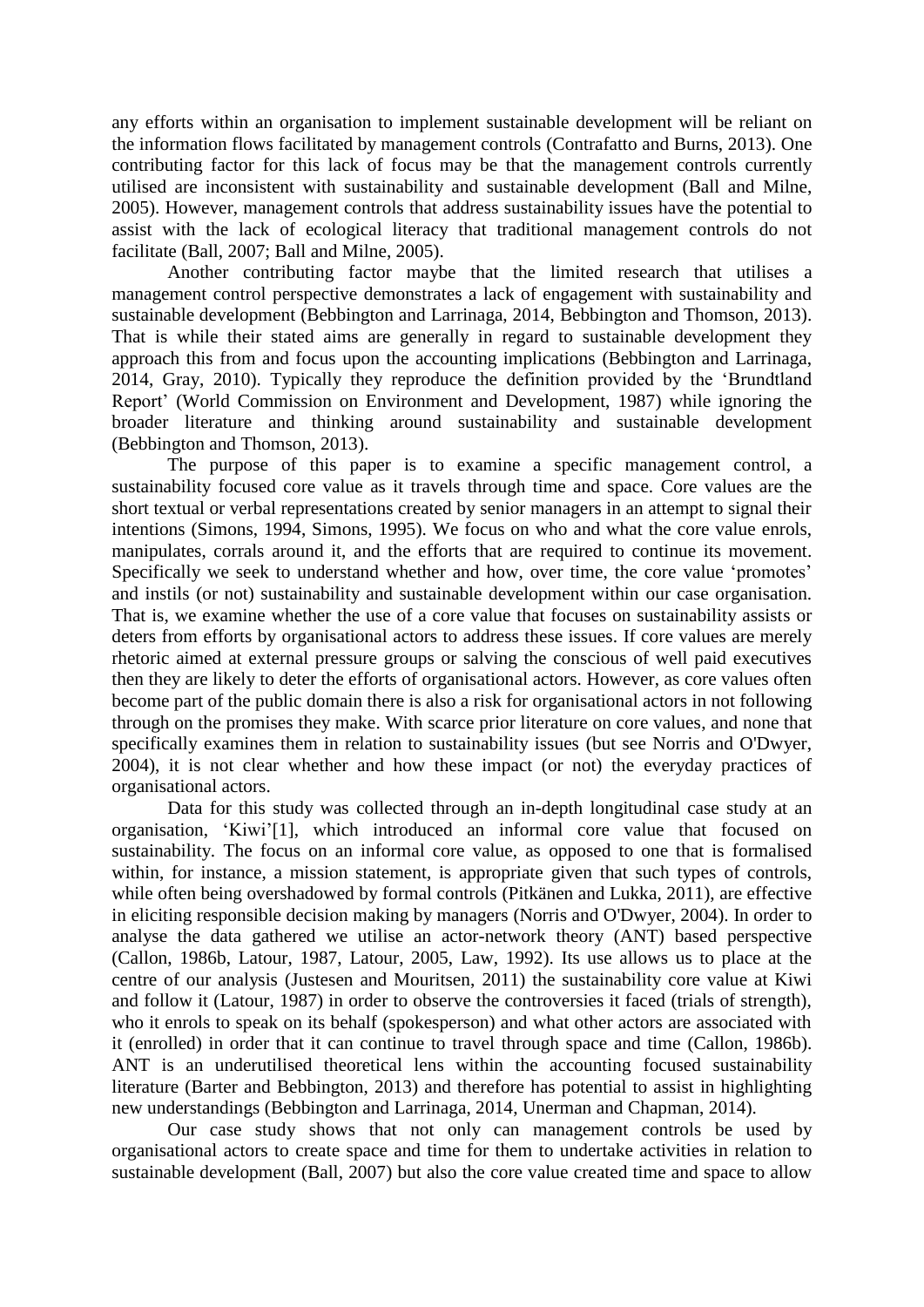any efforts within an organisation to implement sustainable development will be reliant on the information flows facilitated by management controls (Contrafatto and Burns, 2013). One contributing factor for this lack of focus may be that the management controls currently utilised are inconsistent with sustainability and sustainable development (Ball and Milne, 2005). However, management controls that address sustainability issues have the potential to assist with the lack of ecological literacy that traditional management controls do not facilitate (Ball, 2007; Ball and Milne, 2005).

Another contributing factor maybe that the limited research that utilises a management control perspective demonstrates a lack of engagement with sustainability and sustainable development (Bebbington and Larrinaga, 2014, Bebbington and Thomson, 2013). That is while their stated aims are generally in regard to sustainable development they approach this from and focus upon the accounting implications (Bebbington and Larrinaga, 2014, Gray, 2010). Typically they reproduce the definition provided by the 'Brundtland Report' (World Commission on Environment and Development, 1987) while ignoring the broader literature and thinking around sustainability and sustainable development (Bebbington and Thomson, 2013).

The purpose of this paper is to examine a specific management control, a sustainability focused core value as it travels through time and space. Core values are the short textual or verbal representations created by senior managers in an attempt to signal their intentions (Simons, 1994, Simons, 1995). We focus on who and what the core value enrols, manipulates, corrals around it, and the efforts that are required to continue its movement. Specifically we seek to understand whether and how, over time, the core value 'promotes' and instils (or not) sustainability and sustainable development within our case organisation. That is, we examine whether the use of a core value that focuses on sustainability assists or deters from efforts by organisational actors to address these issues. If core values are merely rhetoric aimed at external pressure groups or salving the conscious of well paid executives then they are likely to deter the efforts of organisational actors. However, as core values often become part of the public domain there is also a risk for organisational actors in not following through on the promises they make. With scarce prior literature on core values, and none that specifically examines them in relation to sustainability issues (but see Norris and O'Dwyer, 2004), it is not clear whether and how these impact (or not) the everyday practices of organisational actors.

Data for this study was collected through an in-depth longitudinal case study at an organisation, 'Kiwi'[1], which introduced an informal core value that focused on sustainability. The focus on an informal core value, as opposed to one that is formalised within, for instance, a mission statement, is appropriate given that such types of controls, while often being overshadowed by formal controls (Pitkänen and Lukka, 2011), are effective in eliciting responsible decision making by managers (Norris and O'Dwyer, 2004). In order to analyse the data gathered we utilise an actor-network theory (ANT) based perspective (Callon, 1986b, Latour, 1987, Latour, 2005, Law, 1992). Its use allows us to place at the centre of our analysis (Justesen and Mouritsen, 2011) the sustainability core value at Kiwi and follow it (Latour, 1987) in order to observe the controversies it faced (trials of strength), who it enrols to speak on its behalf (spokesperson) and what other actors are associated with it (enrolled) in order that it can continue to travel through space and time (Callon, 1986b). ANT is an underutilised theoretical lens within the accounting focused sustainability literature (Barter and Bebbington, 2013) and therefore has potential to assist in highlighting new understandings (Bebbington and Larrinaga, 2014, Unerman and Chapman, 2014).

Our case study shows that not only can management controls be used by organisational actors to create space and time for them to undertake activities in relation to sustainable development (Ball, 2007) but also the core value created time and space to allow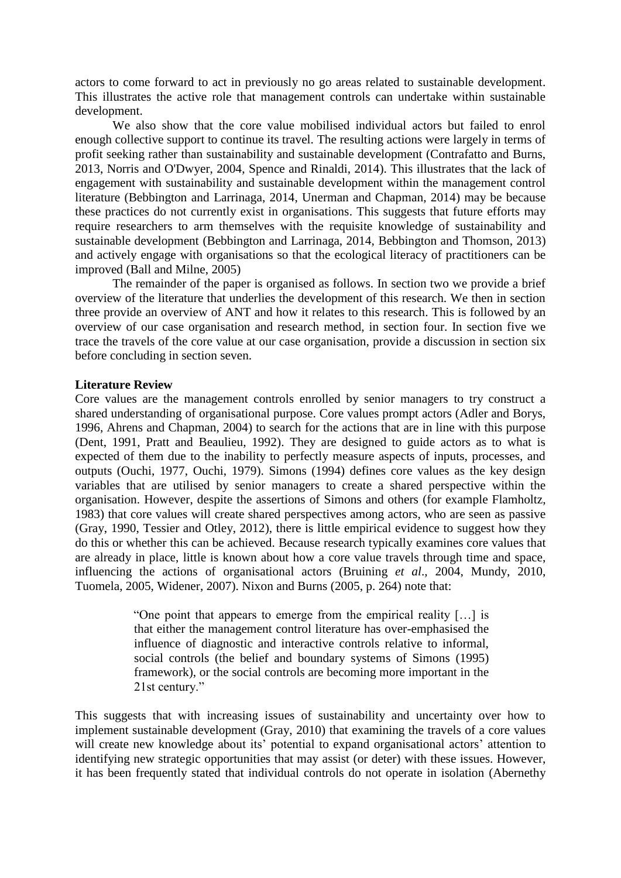actors to come forward to act in previously no go areas related to sustainable development. This illustrates the active role that management controls can undertake within sustainable development.

We also show that the core value mobilised individual actors but failed to enrol enough collective support to continue its travel. The resulting actions were largely in terms of profit seeking rather than sustainability and sustainable development (Contrafatto and Burns, 2013, Norris and O'Dwyer, 2004, Spence and Rinaldi, 2014). This illustrates that the lack of engagement with sustainability and sustainable development within the management control literature (Bebbington and Larrinaga, 2014, Unerman and Chapman, 2014) may be because these practices do not currently exist in organisations. This suggests that future efforts may require researchers to arm themselves with the requisite knowledge of sustainability and sustainable development (Bebbington and Larrinaga, 2014, Bebbington and Thomson, 2013) and actively engage with organisations so that the ecological literacy of practitioners can be improved (Ball and Milne, 2005)

The remainder of the paper is organised as follows. In section two we provide a brief overview of the literature that underlies the development of this research. We then in section three provide an overview of ANT and how it relates to this research. This is followed by an overview of our case organisation and research method, in section four. In section five we trace the travels of the core value at our case organisation, provide a discussion in section six before concluding in section seven.

## Literature Review

Core values are the management controls enrolled by senior managers to try construct a shared understanding of organisational purpose. Core values prompt actors (Adler and Borys, 1996, Ahrens and Chapman, 2004) to search for the actions that are in line with this purpose (Dent, 1991, Pratt and Beaulieu, 1992). They are designed to guide actors as to what is expected of them due to the inability to perfectly measure aspects of inputs, processes, and outputs (Ouchi, 1977, Ouchi, 1979). Simons (1994) defines core values as the key design variables that are utilised by senior managers to create a shared perspective within the organisation. However, despite the assertions of Simons and others (for example Flamholtz, 1983) that core values will create shared perspectives among actors, who are seen as passive (Gray, 1990, Tessier and Otley, 2012), there is little empirical evidence to suggest how they do this or whether this can be achieved. Because research typically examines core values that are already in place, little is known about how a core value travels through time and space, influencing the actions of organisational actors (Bruining *et al*., 2004, Mundy, 2010, Tuomela, 2005, Widener, 2007). Nixon and Burns (2005, p. 264) note that:

> "One point that appears to emerge from the empirical reality […] is that either the management control literature has over-emphasised the influence of diagnostic and interactive controls relative to informal, social controls (the belief and boundary systems of Simons (1995) framework), or the social controls are becoming more important in the 21st century."

This suggests that with increasing issues of sustainability and uncertainty over how to implement sustainable development (Gray, 2010) that examining the travels of a core values will create new knowledge about its' potential to expand organisational actors' attention to identifying new strategic opportunities that may assist (or deter) with these issues. However, it has been frequently stated that individual controls do not operate in isolation (Abernethy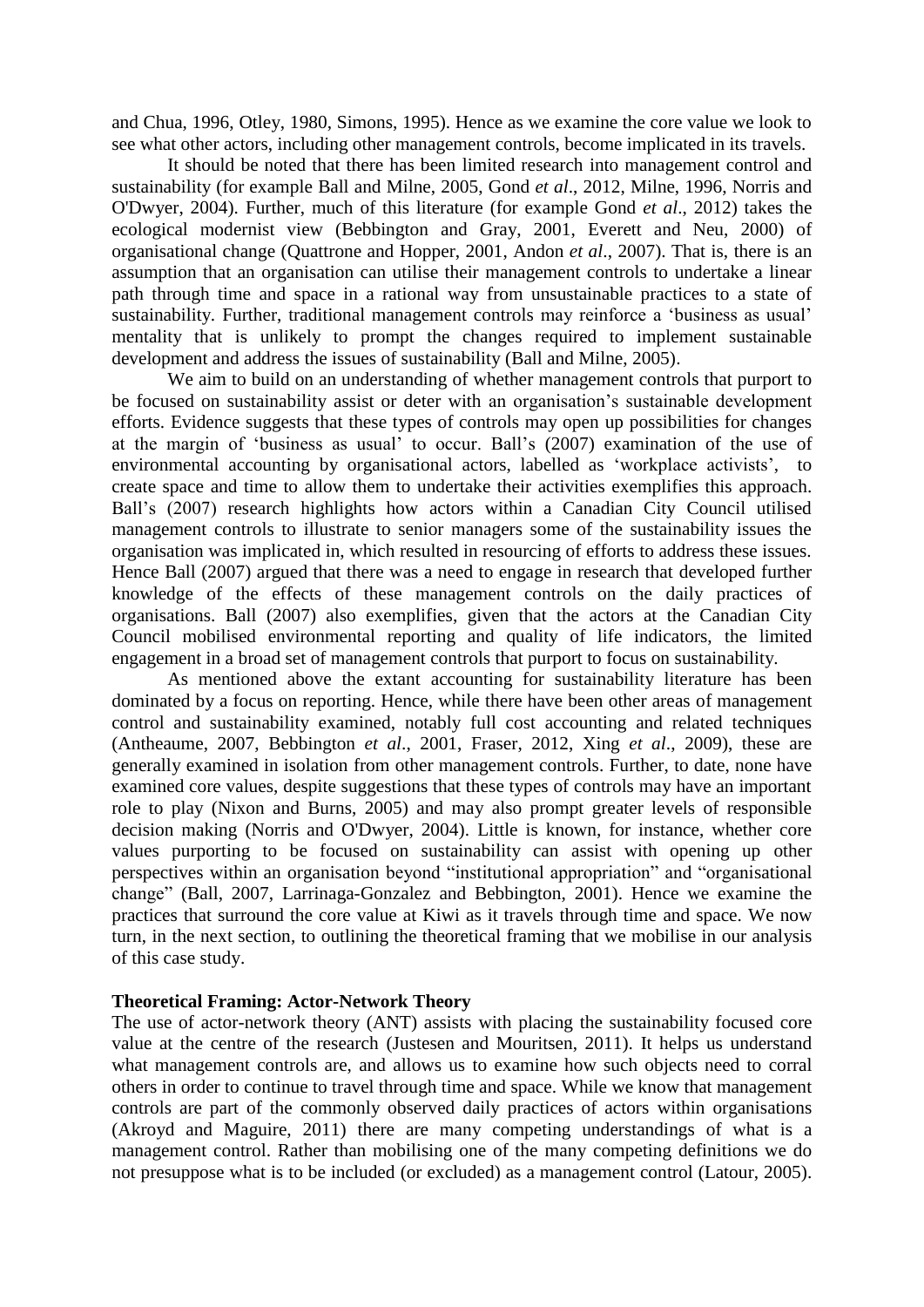and Chua, 1996, Otley, 1980, Simons, 1995). Hence as we examine the core value we look to see what other actors, including other management controls, become implicated in its travels.

It should be noted that there has been limited research into management control and sustainability (for example Ball and Milne, 2005, Gond *et al*., 2012, Milne, 1996, Norris and O'Dwyer, 2004). Further, much of this literature (for example Gond *et al*., 2012) takes the ecological modernist view (Bebbington and Gray, 2001, Everett and Neu, 2000) of organisational change (Quattrone and Hopper, 2001, Andon *et al*., 2007). That is, there is an assumption that an organisation can utilise their management controls to undertake a linear path through time and space in a rational way from unsustainable practices to a state of sustainability. Further, traditional management controls may reinforce a 'business as usual' mentality that is unlikely to prompt the changes required to implement sustainable development and address the issues of sustainability (Ball and Milne, 2005).

We aim to build on an understanding of whether management controls that purport to be focused on sustainability assist or deter with an organisation's sustainable development efforts. Evidence suggests that these types of controls may open up possibilities for changes at the margin of 'business as usual' to occur. Ball's (2007) examination of the use of environmental accounting by organisational actors, labelled as 'workplace activists', to create space and time to allow them to undertake their activities exemplifies this approach. Ball's (2007) research highlights how actors within a Canadian City Council utilised management controls to illustrate to senior managers some of the sustainability issues the organisation was implicated in, which resulted in resourcing of efforts to address these issues. Hence Ball (2007) argued that there was a need to engage in research that developed further knowledge of the effects of these management controls on the daily practices of organisations. Ball (2007) also exemplifies, given that the actors at the Canadian City Council mobilised environmental reporting and quality of life indicators, the limited engagement in a broad set of management controls that purport to focus on sustainability.

As mentioned above the extant accounting for sustainability literature has been dominated by a focus on reporting. Hence, while there have been other areas of management control and sustainability examined, notably full cost accounting and related techniques (Antheaume, 2007, Bebbington *et al*., 2001, Fraser, 2012, Xing *et al*., 2009), these are generally examined in isolation from other management controls. Further, to date, none have examined core values, despite suggestions that these types of controls may have an important role to play (Nixon and Burns, 2005) and may also prompt greater levels of responsible decision making (Norris and O'Dwyer, 2004). Little is known, for instance, whether core values purporting to be focused on sustainability can assist with opening up other perspectives within an organisation beyond "institutional appropriation" and "organisational change" (Ball, 2007, Larrinaga-Gonzalez and Bebbington, 2001). Hence we examine the practices that surround the core value at Kiwi as it travels through time and space. We now turn, in the next section, to outlining the theoretical framing that we mobilise in our analysis of this case study.

**Theoretical Framing: Actor-Network Theory**

The use of actor-network theory (ANT) assists with placing the sustainability focused core value at the centre of the research (Justesen and Mouritsen, 2011). It helps us understand what management controls are, and allows us to examine how such objects need to corral others in order to continue to travel through time and space. While we know that management controls are part of the commonly observed daily practices of actors within organisations (Akroyd and Maguire, 2011) there are many competing understandings of what is a management control. Rather than mobilising one of the many competing definitions we do not presuppose what is to be included (or excluded) as a management control (Latour, 2005).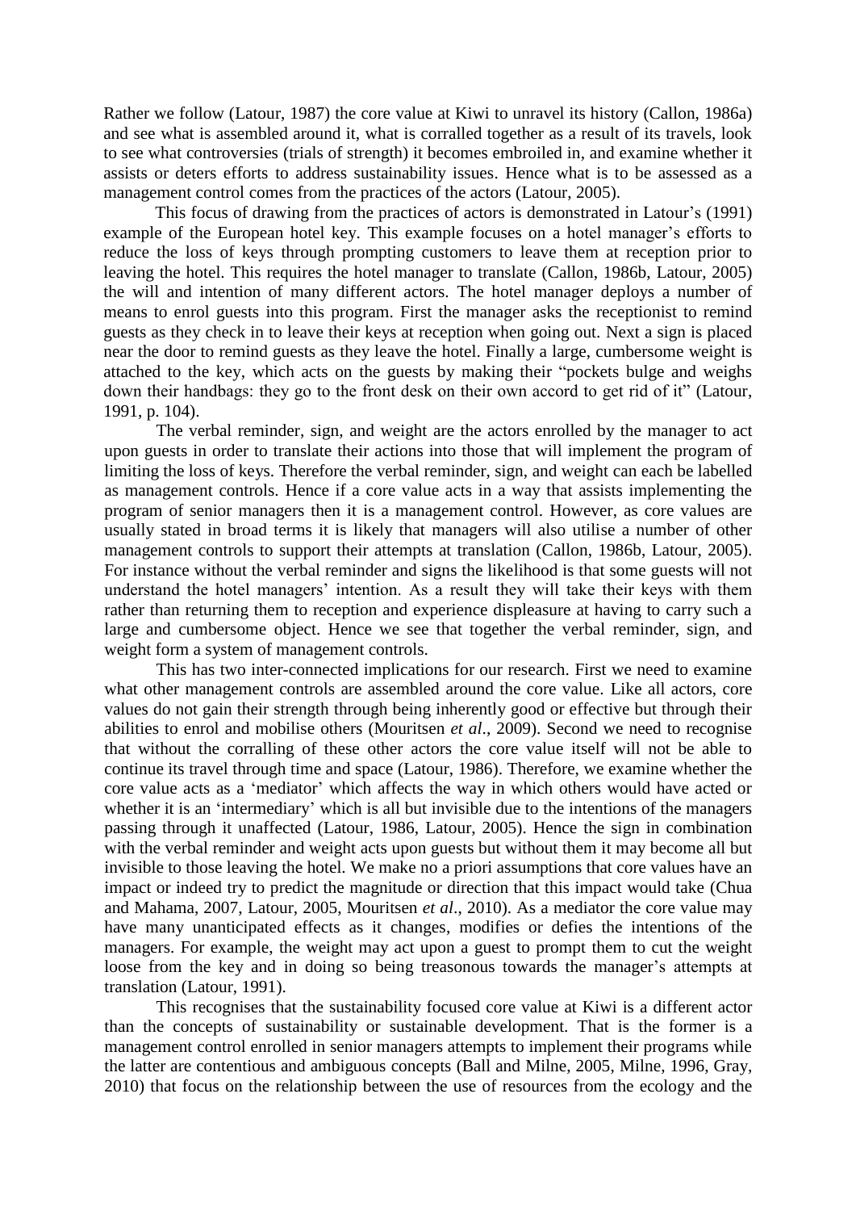Rather we follow (Latour, 1987) the core value at Kiwi to unravel its history (Callon, 1986a) and see what is assembled around it, what is corralled together as a result of its travels, look to see what controversies (trials of strength) it becomes embroiled in, and examine whether it assists or deters efforts to address sustainability issues. Hence what is to be assessed as a management control comes from the practices of the actors (Latour, 2005).

This focus of drawing from the practices of actors is demonstrated in Latour's (1991) example of the European hotel key. This example focuses on a hotel manager's efforts to reduce the loss of keys through prompting customers to leave them at reception prior to leaving the hotel. This requires the hotel manager to translate (Callon, 1986b, Latour, 2005) the will and intention of many different actors. The hotel manager deploys a number of means to enrol guests into this program. First the manager asks the receptionist to remind guests as they check in to leave their keys at reception when going out. Next a sign is placed near the door to remind guests as they leave the hotel. Finally a large, cumbersome weight is attached to the key, which acts on the guests by making their "pockets bulge and weighs down their handbags: they go to the front desk on their own accord to get rid of it" (Latour, 1991, p. 104).

The verbal reminder, sign, and weight are the actors enrolled by the manager to act upon guests in order to translate their actions into those that will implement the program of limiting the loss of keys. Therefore the verbal reminder, sign, and weight can each be labelled as management controls. Hence if a core value acts in a way that assists implementing the program of senior managers then it is a management control. However, as core values are usually stated in broad terms it is likely that managers will also utilise a number of other management controls to support their attempts at translation (Callon, 1986b, Latour, 2005). For instance without the verbal reminder and signs the likelihood is that some guests will not understand the hotel managers' intention. As a result they will take their keys with them rather than returning them to reception and experience displeasure at having to carry such a large and cumbersome object. Hence we see that together the verbal reminder, sign, and weight form a system of management controls.

This has two inter-connected implications for our research. First we need to examine what other management controls are assembled around the core value. Like all actors, core values do not gain their strength through being inherently good or effective but through their abilities to enrol and mobilise others (Mouritsen *et al*., 2009). Second we need to recognise that without the corralling of these other actors the core value itself will not be able to continue its travel through time and space (Latour, 1986). Therefore, we examine whether the core value acts as a 'mediator' which affects the way in which others would have acted or whether it is an 'intermediary' which is all but invisible due to the intentions of the managers passing through it unaffected (Latour, 1986, Latour, 2005). Hence the sign in combination with the verbal reminder and weight acts upon guests but without them it may become all but invisible to those leaving the hotel. We make no a priori assumptions that core values have an impact or indeed try to predict the magnitude or direction that this impact would take (Chua and Mahama, 2007, Latour, 2005, Mouritsen *et al*., 2010). As a mediator the core value may have many unanticipated effects as it changes, modifies or defies the intentions of the managers. For example, the weight may act upon a guest to prompt them to cut the weight loose from the key and in doing so being treasonous towards the manager's attempts at translation (Latour, 1991).

This recognises that the sustainability focused core value at Kiwi is a different actor than the concepts of sustainability or sustainable development. That is the former is a management control enrolled in senior managers attempts to implement their programs while the latter are contentious and ambiguous concepts (Ball and Milne, 2005, Milne, 1996, Gray, 2010) that focus on the relationship between the use of resources from the ecology and the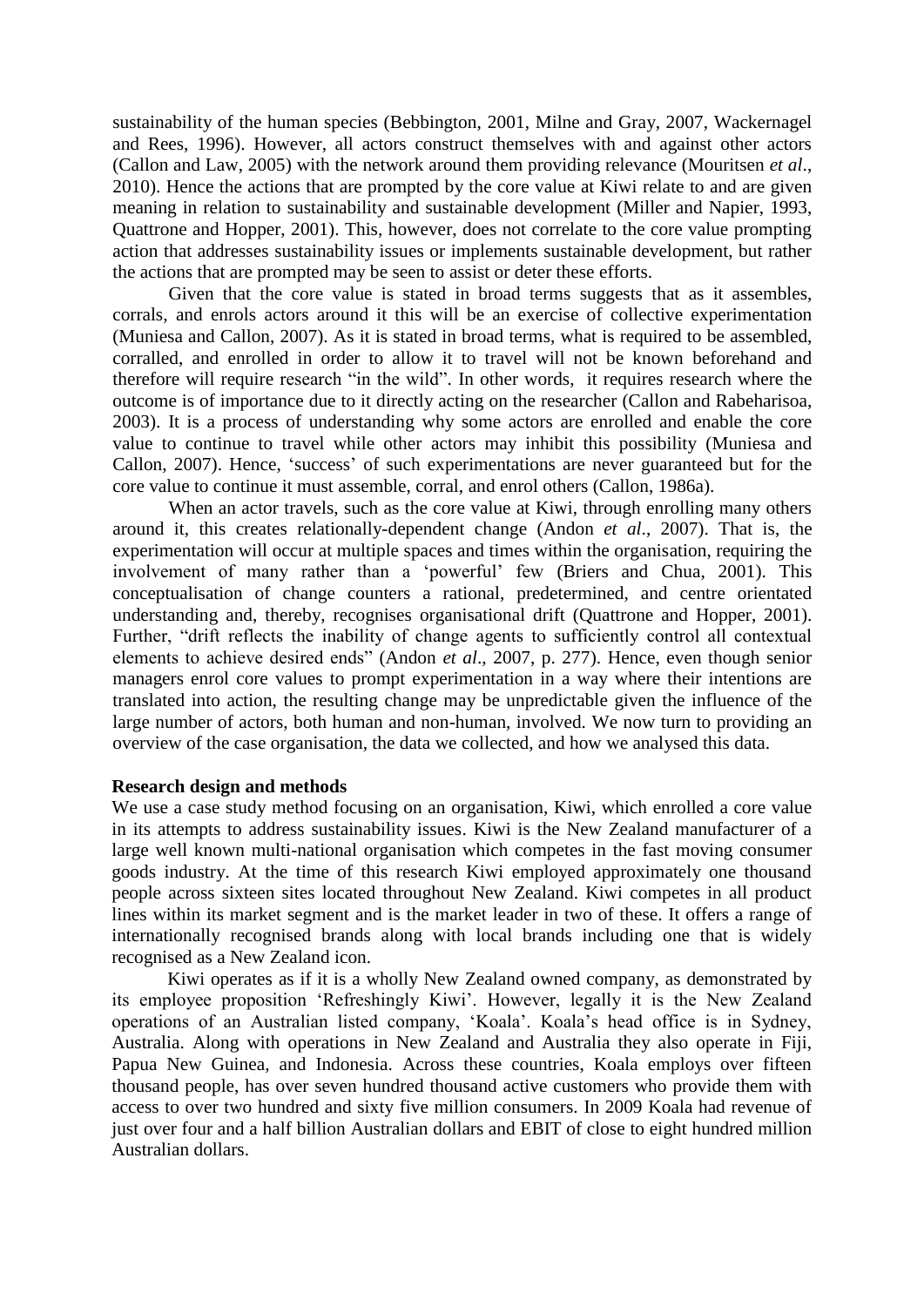sustainability of the human species (Bebbington, 2001, Milne and Gray, 2007, Wackernagel and Rees, 1996). However, all actors construct themselves with and against other actors (Callon and Law, 2005) with the network around them providing relevance (Mouritsen *et al*., 2010). Hence the actions that are prompted by the core value at Kiwi relate to and are given meaning in relation to sustainability and sustainable development (Miller and Napier, 1993, Quattrone and Hopper, 2001). This, however, does not correlate to the core value prompting action that addresses sustainability issues or implements sustainable development, but rather the actions that are prompted may be seen to assist or deter these efforts.

Given that the core value is stated in broad terms suggests that as it assembles, corrals, and enrols actors around it this will be an exercise of collective experimentation (Muniesa and Callon, 2007). As it is stated in broad terms, what is required to be assembled, corralled, and enrolled in order to allow it to travel will not be known beforehand and therefore will require research "in the wild". In other words, it requires research where the outcome is of importance due to it directly acting on the researcher (Callon and Rabeharisoa, 2003). It is a process of understanding why some actors are enrolled and enable the core value to continue to travel while other actors may inhibit this possibility (Muniesa and Callon, 2007). Hence, 'success' of such experimentations are never guaranteed but for the core value to continue it must assemble, corral, and enrol others (Callon, 1986a).

When an actor travels, such as the core value at Kiwi, through enrolling many others around it, this creates relationally-dependent change (Andon *et al*., 2007). That is, the experimentation will occur at multiple spaces and times within the organisation, requiring the involvement of many rather than a 'powerful' few (Briers and Chua, 2001). This conceptualisation of change counters a rational, predetermined, and centre orientated understanding and, thereby, recognises organisational drift (Quattrone and Hopper, 2001). Further, "drift reflects the inability of change agents to sufficiently control all contextual elements to achieve desired ends" (Andon *et al*., 2007, p. 277). Hence, even though senior managers enrol core values to prompt experimentation in a way where their intentions are translated into action, the resulting change may be unpredictable given the influence of the large number of actors, both human and non-human, involved. We now turn to providing an overview of the case organisation, the data we collected, and how we analysed this data.

## Research design and methods

We use a case study method focusing on an organisation, Kiwi, which enrolled a core value in its attempts to address sustainability issues. Kiwi is the New Zealand manufacturer of a large well known multi-national organisation which competes in the fast moving consumer goods industry. At the time of this research Kiwi employed approximately one thousand people across sixteen sites located throughout New Zealand. Kiwi competes in all product lines within its market segment and is the market leader in two of these. It offers a range of internationally recognised brands along with local brands including one that is widely recognised as a New Zealand icon.

Kiwi operates as if it is a wholly New Zealand owned company, as demonstrated by its employee proposition 'Refreshingly Kiwi'. However, legally it is the New Zealand operations of an Australian listed company, 'Koala'. Koala's head office is in Sydney, Australia. Along with operations in New Zealand and Australia they also operate in Fiji, Papua New Guinea, and Indonesia. Across these countries, Koala employs over fifteen thousand people, has over seven hundred thousand active customers who provide them with access to over two hundred and sixty five million consumers. In 2009 Koala had revenue of just over four and a half billion Australian dollars and EBIT of close to eight hundred million Australian dollars.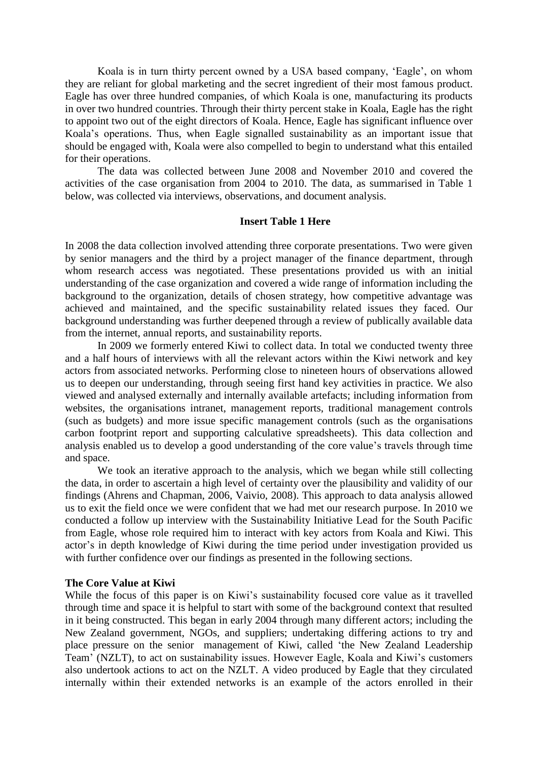Koala is in turn thirty percent owned by a USA based company, 'Eagle', on whom they are reliant for global marketing and the secret ingredient of their most famous product. Eagle has over three hundred companies, of which Koala is one, manufacturing its products in over two hundred countries. Through their thirty percent stake in Koala, Eagle has the right to appoint two out of the eight directors of Koala. Hence, Eagle has significant influence over Koala's operations. Thus, when Eagle signalled sustainability as an important issue that should be engaged with, Koala were also compelled to begin to understand what this entailed for their operations.

The data was collected between June 2008 and November 2010 and covered the activities of the case organisation from 2004 to 2010. The data, as summarised in Table 1 below, was collected via interviews, observations, and document analysis.

**Insert Table 1 Here**

In 2008 the data collection involved attending three corporate presentations. Two were given by senior managers and the third by a project manager of the finance department, through whom research access was negotiated. These presentations provided us with an initial understanding of the case organization and covered a wide range of information including the background to the organization, details of chosen strategy, how competitive advantage was achieved and maintained, and the specific sustainability related issues they faced. Our background understanding was further deepened through a review of publically available data from the internet, annual reports, and sustainability reports.

In 2009 we formerly entered Kiwi to collect data. In total we conducted twenty three and a half hours of interviews with all the relevant actors within the Kiwi network and key actors from associated networks. Performing close to nineteen hours of observations allowed us to deepen our understanding, through seeing first hand key activities in practice. We also viewed and analysed externally and internally available artefacts; including information from websites, the organisations intranet, management reports, traditional management controls (such as budgets) and more issue specific management controls (such as the organisations carbon footprint report and supporting calculative spreadsheets). This data collection and analysis enabled us to develop a good understanding of the core value's travels through time and space.

We took an iterative approach to the analysis, which we began while still collecting the data, in order to ascertain a high level of certainty over the plausibility and validity of our findings (Ahrens and Chapman, 2006, Vaivio, 2008). This approach to data analysis allowed us to exit the field once we were confident that we had met our research purpose. In 2010 we conducted a follow up interview with the Sustainability Initiative Lead for the South Pacific from Eagle, whose role required him to interact with key actors from Koala and Kiwi. This actor's in depth knowledge of Kiwi during the time period under investigation provided us with further confidence over our findings as presented in the following sections.

## The Core Value at Kiwi

While the focus of this paper is on Kiwi's sustainability focused core value as it travelled through time and space it is helpful to start with some of the background context that resulted in it being constructed. This began in early 2004 through many different actors; including the New Zealand government, NGOs, and suppliers; undertaking differing actions to try and place pressure on the senior management of Kiwi, called 'the New Zealand Leadership Team' (NZLT), to act on sustainability issues. However Eagle, Koala and Kiwi's customers also undertook actions to act on the NZLT. A video produced by Eagle that they circulated internally within their extended networks is an example of the actors enrolled in their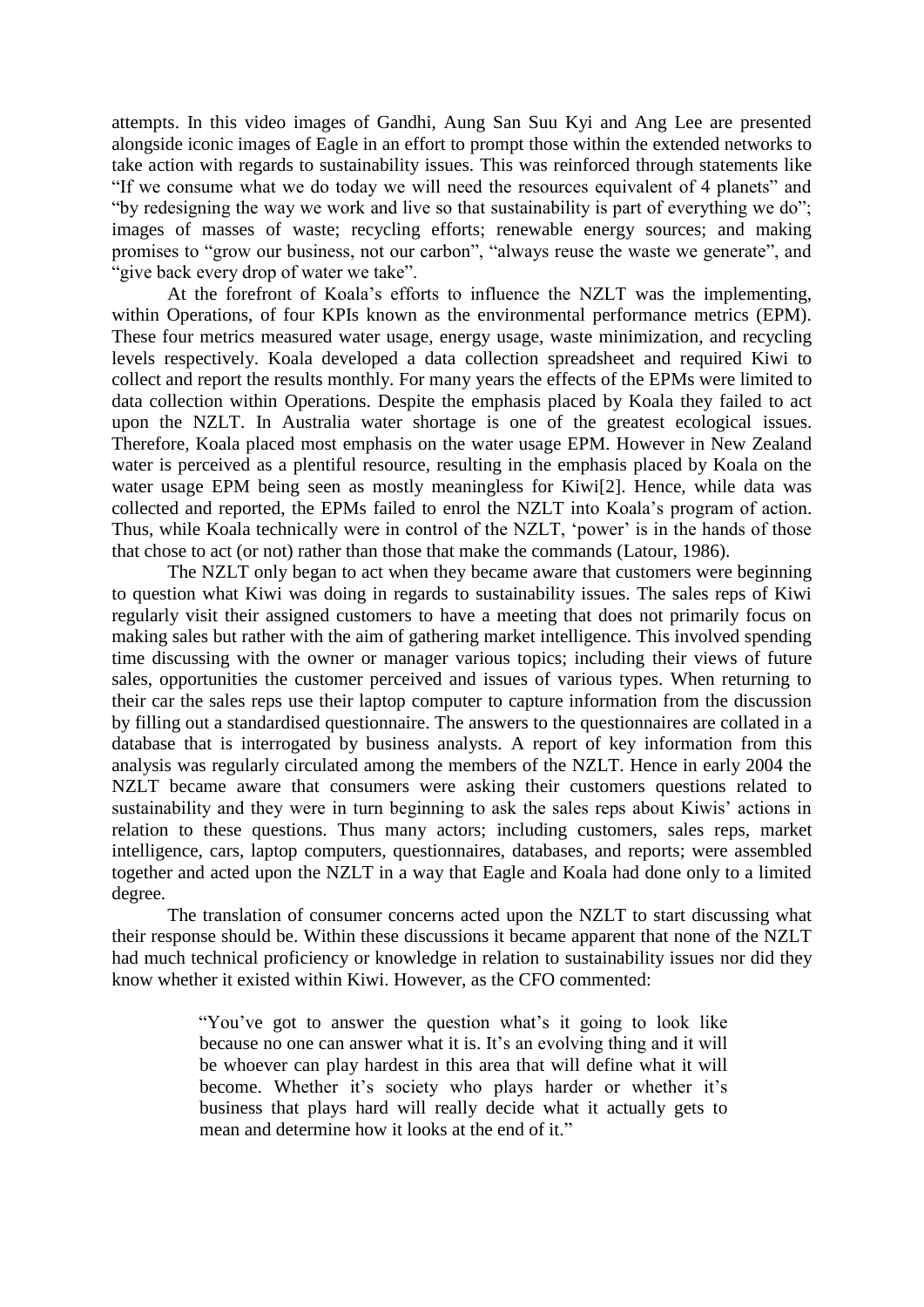attempts. In this video images of Gandhi, Aung San Suu Kyi and Ang Lee are presented alongside iconic images of Eagle in an effort to prompt those within the extended networks to take action with regards to sustainability issues. This was reinforced through statements like "If we consume what we do today we will need the resources equivalent of 4 planets" and "by redesigning the way we work and live so that sustainability is part of everything we do"; images of masses of waste; recycling efforts; renewable energy sources; and making promises to "grow our business, not our carbon", "always reuse the waste we generate", and "give back every drop of water we take".

At the forefront of Koala's efforts to influence the NZLT was the implementing, within Operations, of four KPIs known as the environmental performance metrics (EPM). These four metrics measured water usage, energy usage, waste minimization, and recycling levels respectively. Koala developed a data collection spreadsheet and required Kiwi to collect and report the results monthly. For many years the effects of the EPMs were limited to data collection within Operations. Despite the emphasis placed by Koala they failed to act upon the NZLT. In Australia water shortage is one of the greatest ecological issues. Therefore, Koala placed most emphasis on the water usage EPM. However in New Zealand water is perceived as a plentiful resource, resulting in the emphasis placed by Koala on the water usage EPM being seen as mostly meaningless for Kiwi[2]. Hence, while data was collected and reported, the EPMs failed to enrol the NZLT into Koala's program of action. Thus, while Koala technically were in control of the NZLT, 'power' is in the hands of those that chose to act (or not) rather than those that make the commands (Latour, 1986).

The NZLT only began to act when they became aware that customers were beginning to question what Kiwi was doing in regards to sustainability issues. The sales reps of Kiwi regularly visit their assigned customers to have a meeting that does not primarily focus on making sales but rather with the aim of gathering market intelligence. This involved spending time discussing with the owner or manager various topics; including their views of future sales, opportunities the customer perceived and issues of various types. When returning to their car the sales reps use their laptop computer to capture information from the discussion by filling out a standardised questionnaire. The answers to the questionnaires are collated in a database that is interrogated by business analysts. A report of key information from this analysis was regularly circulated among the members of the NZLT. Hence in early 2004 the NZLT became aware that consumers were asking their customers questions related to sustainability and they were in turn beginning to ask the sales reps about Kiwis' actions in relation to these questions. Thus many actors; including customers, sales reps, market intelligence, cars, laptop computers, questionnaires, databases, and reports; were assembled together and acted upon the NZLT in a way that Eagle and Koala had done only to a limited degree.

The translation of consumer concerns acted upon the NZLT to start discussing what their response should be. Within these discussions it became apparent that none of the NZLT had much technical proficiency or knowledge in relation to sustainability issues nor did they know whether it existed within Kiwi. However, as the CFO commented:

> "You've got to answer the question what's it going to look like because no one can answer what it is. It's an evolving thing and it will be whoever can play hardest in this area that will define what it will become. Whether it's society who plays harder or whether it's business that plays hard will really decide what it actually gets to mean and determine how it looks at the end of it."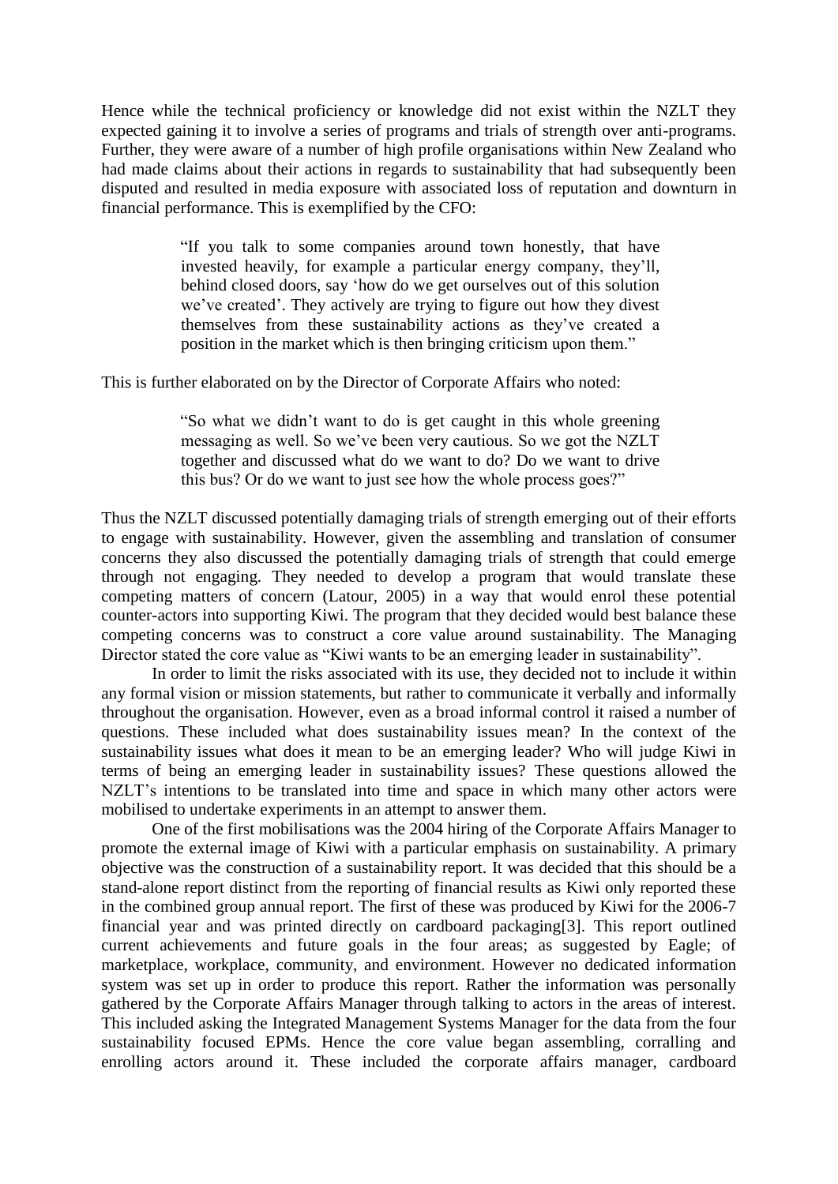Hence while the technical proficiency or knowledge did not exist within the NZLT they expected gaining it to involve a series of programs and trials of strength over anti-programs. Further, they were aware of a number of high profile organisations within New Zealand who had made claims about their actions in regards to sustainability that had subsequently been disputed and resulted in media exposure with associated loss of reputation and downturn in financial performance. This is exemplified by the CFO:

> "If you talk to some companies around town honestly, that have invested heavily, for example a particular energy company, they'll, behind closed doors, say 'how do we get ourselves out of this solution we've created'. They actively are trying to figure out how they divest themselves from these sustainability actions as they've created a position in the market which is then bringing criticism upon them."

This is further elaborated on by the Director of Corporate Affairs who noted:

> "So what we didn't want to do is get caught in this whole greening messaging as well. So we've been very cautious. So we got the NZLT together and discussed what do we want to do? Do we want to drive this bus? Or do we want to just see how the whole process goes?"

Thus the NZLT discussed potentially damaging trials of strength emerging out of their efforts to engage with sustainability. However, given the assembling and translation of consumer concerns they also discussed the potentially damaging trials of strength that could emerge through not engaging. They needed to develop a program that would translate these competing matters of concern (Latour, 2005) in a way that would enrol these potential counter-actors into supporting Kiwi. The program that they decided would best balance these competing concerns was to construct a core value around sustainability. The Managing Director stated the core value as "Kiwi wants to be an emerging leader in sustainability".

In order to limit the risks associated with its use, they decided not to include it within any formal vision or mission statements, but rather to communicate it verbally and informally throughout the organisation. However, even as a broad informal control it raised a number of questions. These included what does sustainability issues mean? In the context of the sustainability issues what does it mean to be an emerging leader? Who will judge Kiwi in terms of being an emerging leader in sustainability issues? These questions allowed the NZLT's intentions to be translated into time and space in which many other actors were mobilised to undertake experiments in an attempt to answer them.

One of the first mobilisations was the 2004 hiring of the Corporate Affairs Manager to promote the external image of Kiwi with a particular emphasis on sustainability. A primary objective was the construction of a sustainability report. It was decided that this should be a stand-alone report distinct from the reporting of financial results as Kiwi only reported these in the combined group annual report. The first of these was produced by Kiwi for the 2006-7 financial year and was printed directly on cardboard packaging[3]. This report outlined current achievements and future goals in the four areas; as suggested by Eagle; of marketplace, workplace, community, and environment. However no dedicated information system was set up in order to produce this report. Rather the information was personally gathered by the Corporate Affairs Manager through talking to actors in the areas of interest. This included asking the Integrated Management Systems Manager for the data from the four sustainability focused EPMs. Hence the core value began assembling, corralling and enrolling actors around it. These included the corporate affairs manager, cardboard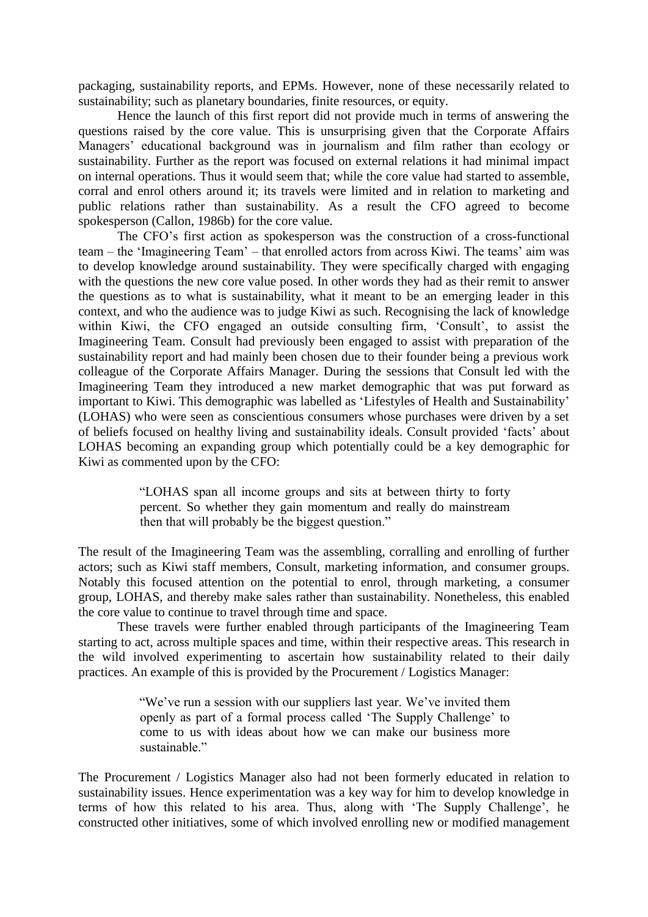packaging, sustainability reports, and EPMs. However, none of these necessarily related to sustainability; such as planetary boundaries, finite resources, or equity.

Hence the launch of this first report did not provide much in terms of answering the questions raised by the core value. This is unsurprising given that the Corporate Affairs Managers' educational background was in journalism and film rather than ecology or sustainability. Further as the report was focused on external relations it had minimal impact on internal operations. Thus it would seem that; while the core value had started to assemble, corral and enrol others around it; its travels were limited and in relation to marketing and public relations rather than sustainability. As a result the CFO agreed to become spokesperson (Callon, 1986b) for the core value.

The CFO's first action as spokesperson was the construction of a cross-functional team – the 'Imagineering Team' – that enrolled actors from across Kiwi. The teams' aim was to develop knowledge around sustainability. They were specifically charged with engaging with the questions the new core value posed. In other words they had as their remit to answer the questions as to what is sustainability, what it meant to be an emerging leader in this context, and who the audience was to judge Kiwi as such. Recognising the lack of knowledge within Kiwi, the CFO engaged an outside consulting firm, 'Consult', to assist the Imagineering Team. Consult had previously been engaged to assist with preparation of the sustainability report and had mainly been chosen due to their founder being a previous work colleague of the Corporate Affairs Manager. During the sessions that Consult led with the Imagineering Team they introduced a new market demographic that was put forward as important to Kiwi. This demographic was labelled as 'Lifestyles of Health and Sustainability' (LOHAS) who were seen as conscientious consumers whose purchases were driven by a set of beliefs focused on healthy living and sustainability ideals. Consult provided 'facts' about LOHAS becoming an expanding group which potentially could be a key demographic for Kiwi as commented upon by the CFO:

> "LOHAS span all income groups and sits at between thirty to forty percent. So whether they gain momentum and really do mainstream then that will probably be the biggest question."

The result of the Imagineering Team was the assembling, corralling and enrolling of further actors; such as Kiwi staff members, Consult, marketing information, and consumer groups. Notably this focused attention on the potential to enrol, through marketing, a consumer group, LOHAS, and thereby make sales rather than sustainability. Nonetheless, this enabled the core value to continue to travel through time and space.

These travels were further enabled through participants of the Imagineering Team starting to act, across multiple spaces and time, within their respective areas. This research in the wild involved experimenting to ascertain how sustainability related to their daily practices. An example of this is provided by the Procurement / Logistics Manager:

> "We've run a session with our suppliers last year. We've invited them openly as part of a formal process called 'The Supply Challenge' to come to us with ideas about how we can make our business more sustainable."

The Procurement / Logistics Manager also had not been formerly educated in relation to sustainability issues. Hence experimentation was a key way for him to develop knowledge in terms of how this related to his area. Thus, along with 'The Supply Challenge', he constructed other initiatives, some of which involved enrolling new or modified management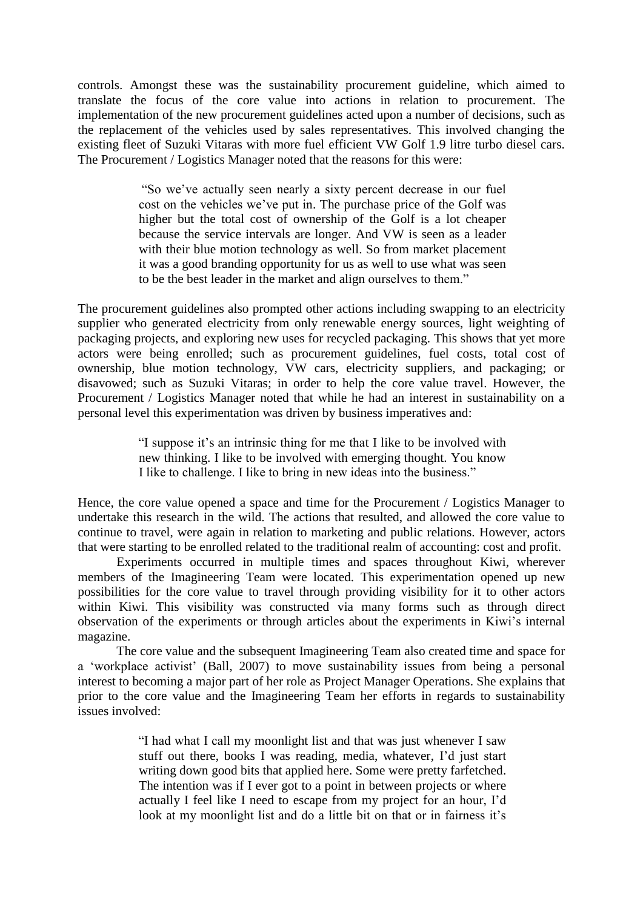controls. Amongst these was the sustainability procurement guideline, which aimed to translate the focus of the core value into actions in relation to procurement. The implementation of the new procurement guidelines acted upon a number of decisions, such as the replacement of the vehicles used by sales representatives. This involved changing the existing fleet of Suzuki Vitaras with more fuel efficient VW Golf 1.9 litre turbo diesel cars. The Procurement / Logistics Manager noted that the reasons for this were:

> "So we've actually seen nearly a sixty percent decrease in our fuel cost on the vehicles we've put in. The purchase price of the Golf was higher but the total cost of ownership of the Golf is a lot cheaper because the service intervals are longer. And VW is seen as a leader with their blue motion technology as well. So from market placement it was a good branding opportunity for us as well to use what was seen to be the best leader in the market and align ourselves to them."

The procurement guidelines also prompted other actions including swapping to an electricity supplier who generated electricity from only renewable energy sources, light weighting of packaging projects, and exploring new uses for recycled packaging. This shows that yet more actors were being enrolled; such as procurement guidelines, fuel costs, total cost of ownership, blue motion technology, VW cars, electricity suppliers, and packaging; or disavowed; such as Suzuki Vitaras; in order to help the core value travel. However, the Procurement / Logistics Manager noted that while he had an interest in sustainability on a personal level this experimentation was driven by business imperatives and:

> "I suppose it's an intrinsic thing for me that I like to be involved with new thinking. I like to be involved with emerging thought. You know I like to challenge. I like to bring in new ideas into the business."

Hence, the core value opened a space and time for the Procurement / Logistics Manager to undertake this research in the wild. The actions that resulted, and allowed the core value to continue to travel, were again in relation to marketing and public relations. However, actors that were starting to be enrolled related to the traditional realm of accounting: cost and profit.

Experiments occurred in multiple times and spaces throughout Kiwi, wherever members of the Imagineering Team were located. This experimentation opened up new possibilities for the core value to travel through providing visibility for it to other actors within Kiwi. This visibility was constructed via many forms such as through direct observation of the experiments or through articles about the experiments in Kiwi's internal magazine.

The core value and the subsequent Imagineering Team also created time and space for a 'workplace activist' (Ball, 2007) to move sustainability issues from being a personal interest to becoming a major part of her role as Project Manager Operations. She explains that prior to the core value and the Imagineering Team her efforts in regards to sustainability issues involved:

> "I had what I call my moonlight list and that was just whenever I saw stuff out there, books I was reading, media, whatever, I'd just start writing down good bits that applied here. Some were pretty farfetched. The intention was if I ever got to a point in between projects or where actually I feel like I need to escape from my project for an hour, I'd look at my moonlight list and do a little bit on that or in fairness it's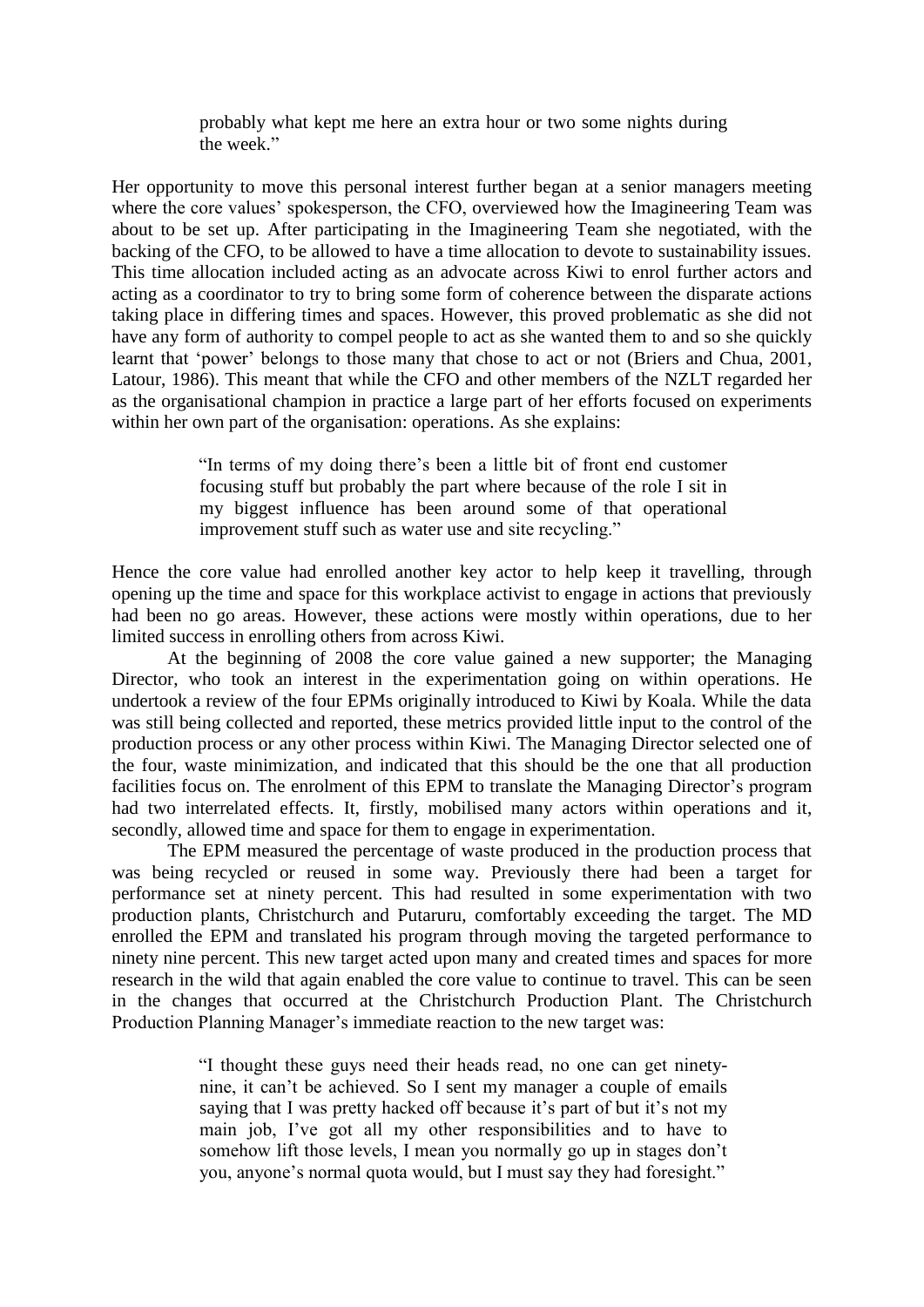> probably what kept me here an extra hour or two some nights during the week."

Her opportunity to move this personal interest further began at a senior managers meeting where the core values' spokesperson, the CFO, overviewed how the Imagineering Team was about to be set up. After participating in the Imagineering Team she negotiated, with the backing of the CFO, to be allowed to have a time allocation to devote to sustainability issues. This time allocation included acting as an advocate across Kiwi to enrol further actors and acting as a coordinator to try to bring some form of coherence between the disparate actions taking place in differing times and spaces. However, this proved problematic as she did not have any form of authority to compel people to act as she wanted them to and so she quickly learnt that 'power' belongs to those many that chose to act or not (Briers and Chua, 2001, Latour, 1986). This meant that while the CFO and other members of the NZLT regarded her as the organisational champion in practice a large part of her efforts focused on experiments within her own part of the organisation: operations. As she explains:

> "In terms of my doing there's been a little bit of front end customer focusing stuff but probably the part where because of the role I sit in my biggest influence has been around some of that operational improvement stuff such as water use and site recycling."

Hence the core value had enrolled another key actor to help keep it travelling, through opening up the time and space for this workplace activist to engage in actions that previously had been no go areas. However, these actions were mostly within operations, due to her limited success in enrolling others from across Kiwi.

At the beginning of 2008 the core value gained a new supporter; the Managing Director, who took an interest in the experimentation going on within operations. He undertook a review of the four EPMs originally introduced to Kiwi by Koala. While the data was still being collected and reported, these metrics provided little input to the control of the production process or any other process within Kiwi. The Managing Director selected one of the four, waste minimization, and indicated that this should be the one that all production facilities focus on. The enrolment of this EPM to translate the Managing Director's program had two interrelated effects. It, firstly, mobilised many actors within operations and it, secondly, allowed time and space for them to engage in experimentation.

The EPM measured the percentage of waste produced in the production process that was being recycled or reused in some way. Previously there had been a target for performance set at ninety percent. This had resulted in some experimentation with two production plants, Christchurch and Putaruru, comfortably exceeding the target. The MD enrolled the EPM and translated his program through moving the targeted performance to ninety nine percent. This new target acted upon many and created times and spaces for more research in the wild that again enabled the core value to continue to travel. This can be seen in the changes that occurred at the Christchurch Production Plant. The Christchurch Production Planning Manager's immediate reaction to the new target was:

> "I thought these guys need their heads read, no one can get ninety-nine, it can't be achieved. So I sent my manager a couple of emails saying that I was pretty hacked off because it's part of but it's not my main job, I've got all my other responsibilities and to have to somehow lift those levels, I mean you normally go up in stages don't you, anyone's normal quota would, but I must say they had foresight."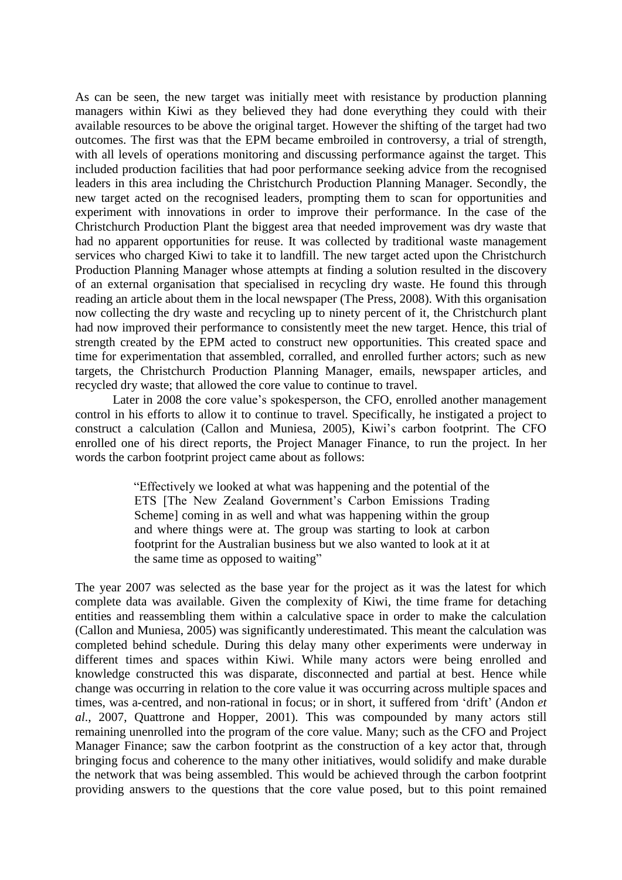As can be seen, the new target was initially meet with resistance by production planning managers within Kiwi as they believed they had done everything they could with their available resources to be above the original target. However the shifting of the target had two outcomes. The first was that the EPM became embroiled in controversy, a trial of strength, with all levels of operations monitoring and discussing performance against the target. This included production facilities that had poor performance seeking advice from the recognised leaders in this area including the Christchurch Production Planning Manager. Secondly, the new target acted on the recognised leaders, prompting them to scan for opportunities and experiment with innovations in order to improve their performance. In the case of the Christchurch Production Plant the biggest area that needed improvement was dry waste that had no apparent opportunities for reuse. It was collected by traditional waste management services who charged Kiwi to take it to landfill. The new target acted upon the Christchurch Production Planning Manager whose attempts at finding a solution resulted in the discovery of an external organisation that specialised in recycling dry waste. He found this through reading an article about them in the local newspaper (The Press, 2008). With this organisation now collecting the dry waste and recycling up to ninety percent of it, the Christchurch plant had now improved their performance to consistently meet the new target. Hence, this trial of strength created by the EPM acted to construct new opportunities. This created space and time for experimentation that assembled, corralled, and enrolled further actors; such as new targets, the Christchurch Production Planning Manager, emails, newspaper articles, and recycled dry waste; that allowed the core value to continue to travel.

Later in 2008 the core value's spokesperson, the CFO, enrolled another management control in his efforts to allow it to continue to travel. Specifically, he instigated a project to construct a calculation (Callon and Muniesa, 2005), Kiwi's carbon footprint. The CFO enrolled one of his direct reports, the Project Manager Finance, to run the project. In her words the carbon footprint project came about as follows:

> "Effectively we looked at what was happening and the potential of the ETS [The New Zealand Government's Carbon Emissions Trading Scheme] coming in as well and what was happening within the group and where things were at. The group was starting to look at carbon footprint for the Australian business but we also wanted to look at it at the same time as opposed to waiting"

The year 2007 was selected as the base year for the project as it was the latest for which complete data was available. Given the complexity of Kiwi, the time frame for detaching entities and reassembling them within a calculative space in order to make the calculation (Callon and Muniesa, 2005) was significantly underestimated. This meant the calculation was completed behind schedule. During this delay many other experiments were underway in different times and spaces within Kiwi. While many actors were being enrolled and knowledge constructed this was disparate, disconnected and partial at best. Hence while change was occurring in relation to the core value it was occurring across multiple spaces and times, was a-centred, and non-rational in focus; or in short, it suffered from 'drift' (Andon *et al*., 2007, Quattrone and Hopper, 2001). This was compounded by many actors still remaining unenrolled into the program of the core value. Many; such as the CFO and Project Manager Finance; saw the carbon footprint as the construction of a key actor that, through bringing focus and coherence to the many other initiatives, would solidify and make durable the network that was being assembled. This would be achieved through the carbon footprint providing answers to the questions that the core value posed, but to this point remained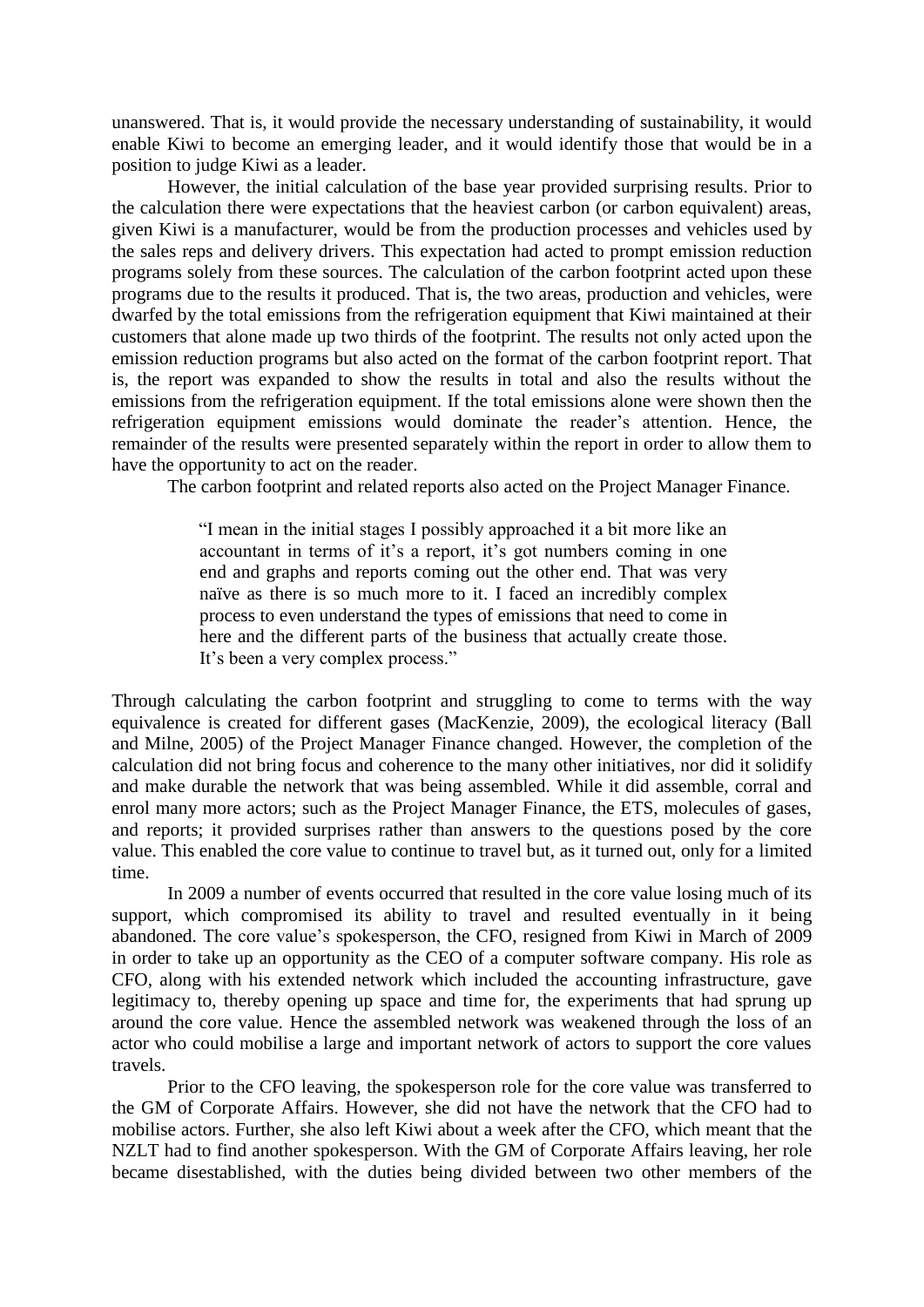unanswered. That is, it would provide the necessary understanding of sustainability, it would enable Kiwi to become an emerging leader, and it would identify those that would be in a position to judge Kiwi as a leader.

However, the initial calculation of the base year provided surprising results. Prior to the calculation there were expectations that the heaviest carbon (or carbon equivalent) areas, given Kiwi is a manufacturer, would be from the production processes and vehicles used by the sales reps and delivery drivers. This expectation had acted to prompt emission reduction programs solely from these sources. The calculation of the carbon footprint acted upon these programs due to the results it produced. That is, the two areas, production and vehicles, were dwarfed by the total emissions from the refrigeration equipment that Kiwi maintained at their customers that alone made up two thirds of the footprint. The results not only acted upon the emission reduction programs but also acted on the format of the carbon footprint report. That is, the report was expanded to show the results in total and also the results without the emissions from the refrigeration equipment. If the total emissions alone were shown then the refrigeration equipment emissions would dominate the reader's attention. Hence, the remainder of the results were presented separately within the report in order to allow them to have the opportunity to act on the reader.

The carbon footprint and related reports also acted on the Project Manager Finance.

> "I mean in the initial stages I possibly approached it a bit more like an accountant in terms of it's a report, it's got numbers coming in one end and graphs and reports coming out the other end. That was very naïve as there is so much more to it. I faced an incredibly complex process to even understand the types of emissions that need to come in here and the different parts of the business that actually create those. It's been a very complex process."

Through calculating the carbon footprint and struggling to come to terms with the way equivalence is created for different gases (MacKenzie, 2009), the ecological literacy (Ball and Milne, 2005) of the Project Manager Finance changed. However, the completion of the calculation did not bring focus and coherence to the many other initiatives, nor did it solidify and make durable the network that was being assembled. While it did assemble, corral and enrol many more actors; such as the Project Manager Finance, the ETS, molecules of gases, and reports; it provided surprises rather than answers to the questions posed by the core value. This enabled the core value to continue to travel but, as it turned out, only for a limited time.

In 2009 a number of events occurred that resulted in the core value losing much of its support, which compromised its ability to travel and resulted eventually in it being abandoned. The core value's spokesperson, the CFO, resigned from Kiwi in March of 2009 in order to take up an opportunity as the CEO of a computer software company. His role as CFO, along with his extended network which included the accounting infrastructure, gave legitimacy to, thereby opening up space and time for, the experiments that had sprung up around the core value. Hence the assembled network was weakened through the loss of an actor who could mobilise a large and important network of actors to support the core values travels.

Prior to the CFO leaving, the spokesperson role for the core value was transferred to the GM of Corporate Affairs. However, she did not have the network that the CFO had to mobilise actors. Further, she also left Kiwi about a week after the CFO, which meant that the NZLT had to find another spokesperson. With the GM of Corporate Affairs leaving, her role became disestablished, with the duties being divided between two other members of the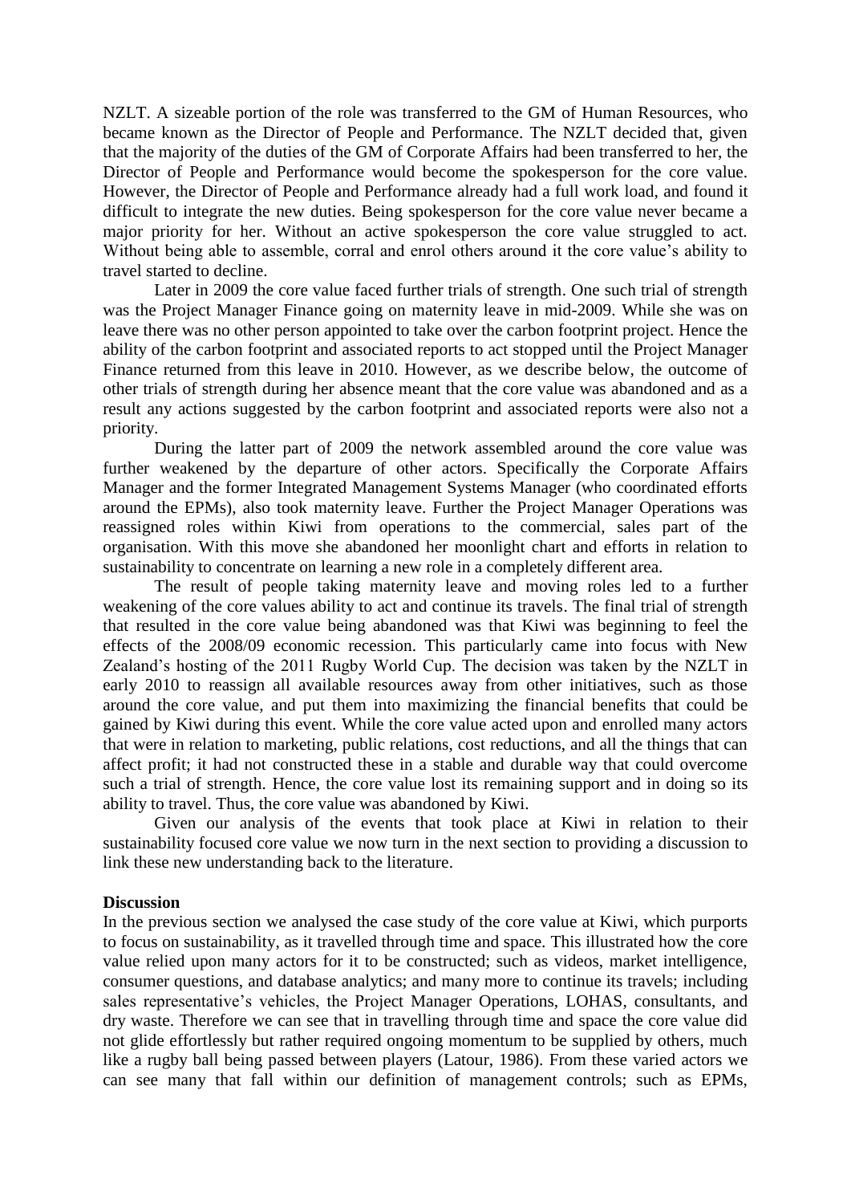NZLT. A sizeable portion of the role was transferred to the GM of Human Resources, who became known as the Director of People and Performance. The NZLT decided that, given that the majority of the duties of the GM of Corporate Affairs had been transferred to her, the Director of People and Performance would become the spokesperson for the core value. However, the Director of People and Performance already had a full work load, and found it difficult to integrate the new duties. Being spokesperson for the core value never became a major priority for her. Without an active spokesperson the core value struggled to act. Without being able to assemble, corral and enrol others around it the core value's ability to travel started to decline.

Later in 2009 the core value faced further trials of strength. One such trial of strength was the Project Manager Finance going on maternity leave in mid-2009. While she was on leave there was no other person appointed to take over the carbon footprint project. Hence the ability of the carbon footprint and associated reports to act stopped until the Project Manager Finance returned from this leave in 2010. However, as we describe below, the outcome of other trials of strength during her absence meant that the core value was abandoned and as a result any actions suggested by the carbon footprint and associated reports were also not a priority.

During the latter part of 2009 the network assembled around the core value was further weakened by the departure of other actors. Specifically the Corporate Affairs Manager and the former Integrated Management Systems Manager (who coordinated efforts around the EPMs), also took maternity leave. Further the Project Manager Operations was reassigned roles within Kiwi from operations to the commercial, sales part of the organisation. With this move she abandoned her moonlight chart and efforts in relation to sustainability to concentrate on learning a new role in a completely different area.

The result of people taking maternity leave and moving roles led to a further weakening of the core values ability to act and continue its travels. The final trial of strength that resulted in the core value being abandoned was that Kiwi was beginning to feel the effects of the 2008/09 economic recession. This particularly came into focus with New Zealand's hosting of the 2011 Rugby World Cup. The decision was taken by the NZLT in early 2010 to reassign all available resources away from other initiatives, such as those around the core value, and put them into maximizing the financial benefits that could be gained by Kiwi during this event. While the core value acted upon and enrolled many actors that were in relation to marketing, public relations, cost reductions, and all the things that can affect profit; it had not constructed these in a stable and durable way that could overcome such a trial of strength. Hence, the core value lost its remaining support and in doing so its ability to travel. Thus, the core value was abandoned by Kiwi.

Given our analysis of the events that took place at Kiwi in relation to their sustainability focused core value we now turn in the next section to providing a discussion to link these new understanding back to the literature.

**Discussion**

In the previous section we analysed the case study of the core value at Kiwi, which purports to focus on sustainability, as it travelled through time and space. This illustrated how the core value relied upon many actors for it to be constructed; such as videos, market intelligence, consumer questions, and database analytics; and many more to continue its travels; including sales representative's vehicles, the Project Manager Operations, LOHAS, consultants, and dry waste. Therefore we can see that in travelling through time and space the core value did not glide effortlessly but rather required ongoing momentum to be supplied by others, much like a rugby ball being passed between players (Latour, 1986). From these varied actors we can see many that fall within our definition of management controls; such as EPMs,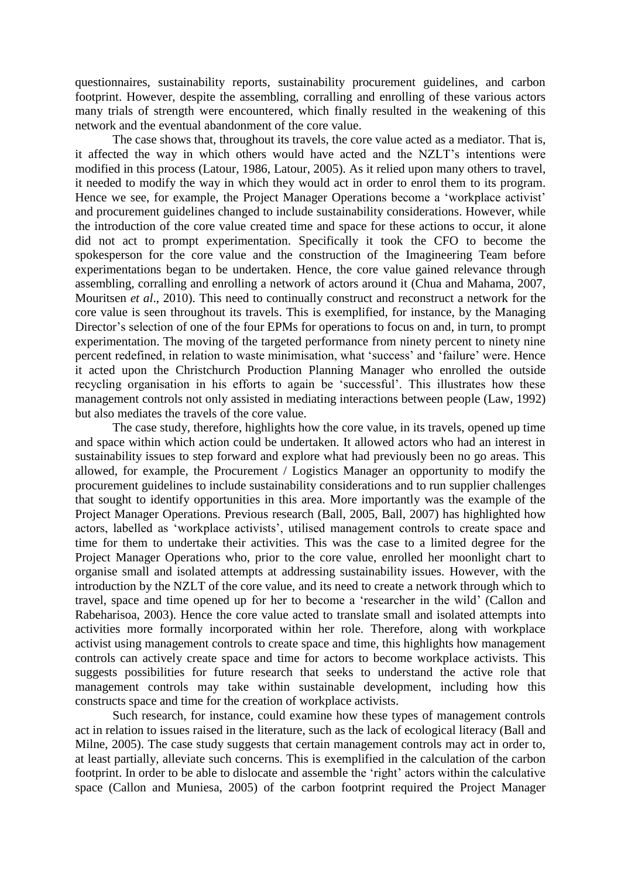questionnaires, sustainability reports, sustainability procurement guidelines, and carbon footprint. However, despite the assembling, corralling and enrolling of these various actors many trials of strength were encountered, which finally resulted in the weakening of this network and the eventual abandonment of the core value.

The case shows that, throughout its travels, the core value acted as a mediator. That is, it affected the way in which others would have acted and the NZLT's intentions were modified in this process (Latour, 1986, Latour, 2005). As it relied upon many others to travel, it needed to modify the way in which they would act in order to enrol them to its program. Hence we see, for example, the Project Manager Operations become a 'workplace activist' and procurement guidelines changed to include sustainability considerations. However, while the introduction of the core value created time and space for these actions to occur, it alone did not act to prompt experimentation. Specifically it took the CFO to become the spokesperson for the core value and the construction of the Imagineering Team before experimentations began to be undertaken. Hence, the core value gained relevance through assembling, corralling and enrolling a network of actors around it (Chua and Mahama, 2007, Mouritsen *et al*., 2010). This need to continually construct and reconstruct a network for the core value is seen throughout its travels. This is exemplified, for instance, by the Managing Director's selection of one of the four EPMs for operations to focus on and, in turn, to prompt experimentation. The moving of the targeted performance from ninety percent to ninety nine percent redefined, in relation to waste minimisation, what 'success' and 'failure' were. Hence it acted upon the Christchurch Production Planning Manager who enrolled the outside recycling organisation in his efforts to again be 'successful'. This illustrates how these management controls not only assisted in mediating interactions between people (Law, 1992) but also mediates the travels of the core value.

The case study, therefore, highlights how the core value, in its travels, opened up time and space within which action could be undertaken. It allowed actors who had an interest in sustainability issues to step forward and explore what had previously been no go areas. This allowed, for example, the Procurement / Logistics Manager an opportunity to modify the procurement guidelines to include sustainability considerations and to run supplier challenges that sought to identify opportunities in this area. More importantly was the example of the Project Manager Operations. Previous research (Ball, 2005, Ball, 2007) has highlighted how actors, labelled as 'workplace activists', utilised management controls to create space and time for them to undertake their activities. This was the case to a limited degree for the Project Manager Operations who, prior to the core value, enrolled her moonlight chart to organise small and isolated attempts at addressing sustainability issues. However, with the introduction by the NZLT of the core value, and its need to create a network through which to travel, space and time opened up for her to become a 'researcher in the wild' (Callon and Rabeharisoa, 2003). Hence the core value acted to translate small and isolated attempts into activities more formally incorporated within her role. Therefore, along with workplace activist using management controls to create space and time, this highlights how management controls can actively create space and time for actors to become workplace activists. This suggests possibilities for future research that seeks to understand the active role that management controls may take within sustainable development, including how this constructs space and time for the creation of workplace activists.

Such research, for instance, could examine how these types of management controls act in relation to issues raised in the literature, such as the lack of ecological literacy (Ball and Milne, 2005). The case study suggests that certain management controls may act in order to, at least partially, alleviate such concerns. This is exemplified in the calculation of the carbon footprint. In order to be able to dislocate and assemble the 'right' actors within the calculative space (Callon and Muniesa, 2005) of the carbon footprint required the Project Manager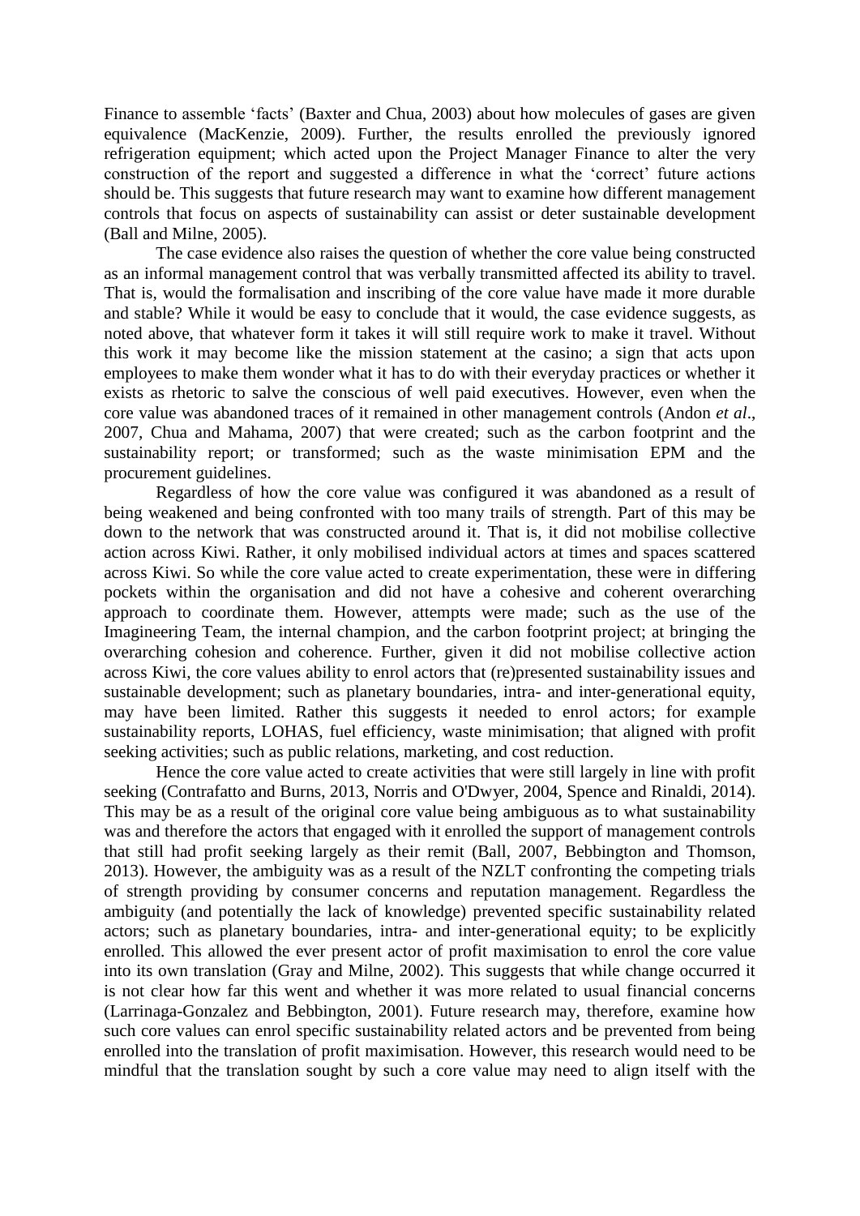Finance to assemble 'facts' (Baxter and Chua, 2003) about how molecules of gases are given equivalence (MacKenzie, 2009). Further, the results enrolled the previously ignored refrigeration equipment; which acted upon the Project Manager Finance to alter the very construction of the report and suggested a difference in what the 'correct' future actions should be. This suggests that future research may want to examine how different management controls that focus on aspects of sustainability can assist or deter sustainable development (Ball and Milne, 2005).

The case evidence also raises the question of whether the core value being constructed as an informal management control that was verbally transmitted affected its ability to travel. That is, would the formalisation and inscribing of the core value have made it more durable and stable? While it would be easy to conclude that it would, the case evidence suggests, as noted above, that whatever form it takes it will still require work to make it travel. Without this work it may become like the mission statement at the casino; a sign that acts upon employees to make them wonder what it has to do with their everyday practices or whether it exists as rhetoric to salve the conscious of well paid executives. However, even when the core value was abandoned traces of it remained in other management controls (Andon *et al*., 2007, Chua and Mahama, 2007) that were created; such as the carbon footprint and the sustainability report; or transformed; such as the waste minimisation EPM and the procurement guidelines.

Regardless of how the core value was configured it was abandoned as a result of being weakened and being confronted with too many trails of strength. Part of this may be down to the network that was constructed around it. That is, it did not mobilise collective action across Kiwi. Rather, it only mobilised individual actors at times and spaces scattered across Kiwi. So while the core value acted to create experimentation, these were in differing pockets within the organisation and did not have a cohesive and coherent overarching approach to coordinate them. However, attempts were made; such as the use of the Imagineering Team, the internal champion, and the carbon footprint project; at bringing the overarching cohesion and coherence. Further, given it did not mobilise collective action across Kiwi, the core values ability to enrol actors that (re)presented sustainability issues and sustainable development; such as planetary boundaries, intra- and inter-generational equity, may have been limited. Rather this suggests it needed to enrol actors; for example sustainability reports, LOHAS, fuel efficiency, waste minimisation; that aligned with profit seeking activities; such as public relations, marketing, and cost reduction.

Hence the core value acted to create activities that were still largely in line with profit seeking (Contrafatto and Burns, 2013, Norris and O'Dwyer, 2004, Spence and Rinaldi, 2014). This may be as a result of the original core value being ambiguous as to what sustainability was and therefore the actors that engaged with it enrolled the support of management controls that still had profit seeking largely as their remit (Ball, 2007, Bebbington and Thomson, 2013). However, the ambiguity was as a result of the NZLT confronting the competing trials of strength providing by consumer concerns and reputation management. Regardless the ambiguity (and potentially the lack of knowledge) prevented specific sustainability related actors; such as planetary boundaries, intra- and inter-generational equity; to be explicitly enrolled. This allowed the ever present actor of profit maximisation to enrol the core value into its own translation (Gray and Milne, 2002). This suggests that while change occurred it is not clear how far this went and whether it was more related to usual financial concerns (Larrinaga-Gonzalez and Bebbington, 2001). Future research may, therefore, examine how such core values can enrol specific sustainability related actors and be prevented from being enrolled into the translation of profit maximisation. However, this research would need to be mindful that the translation sought by such a core value may need to align itself with the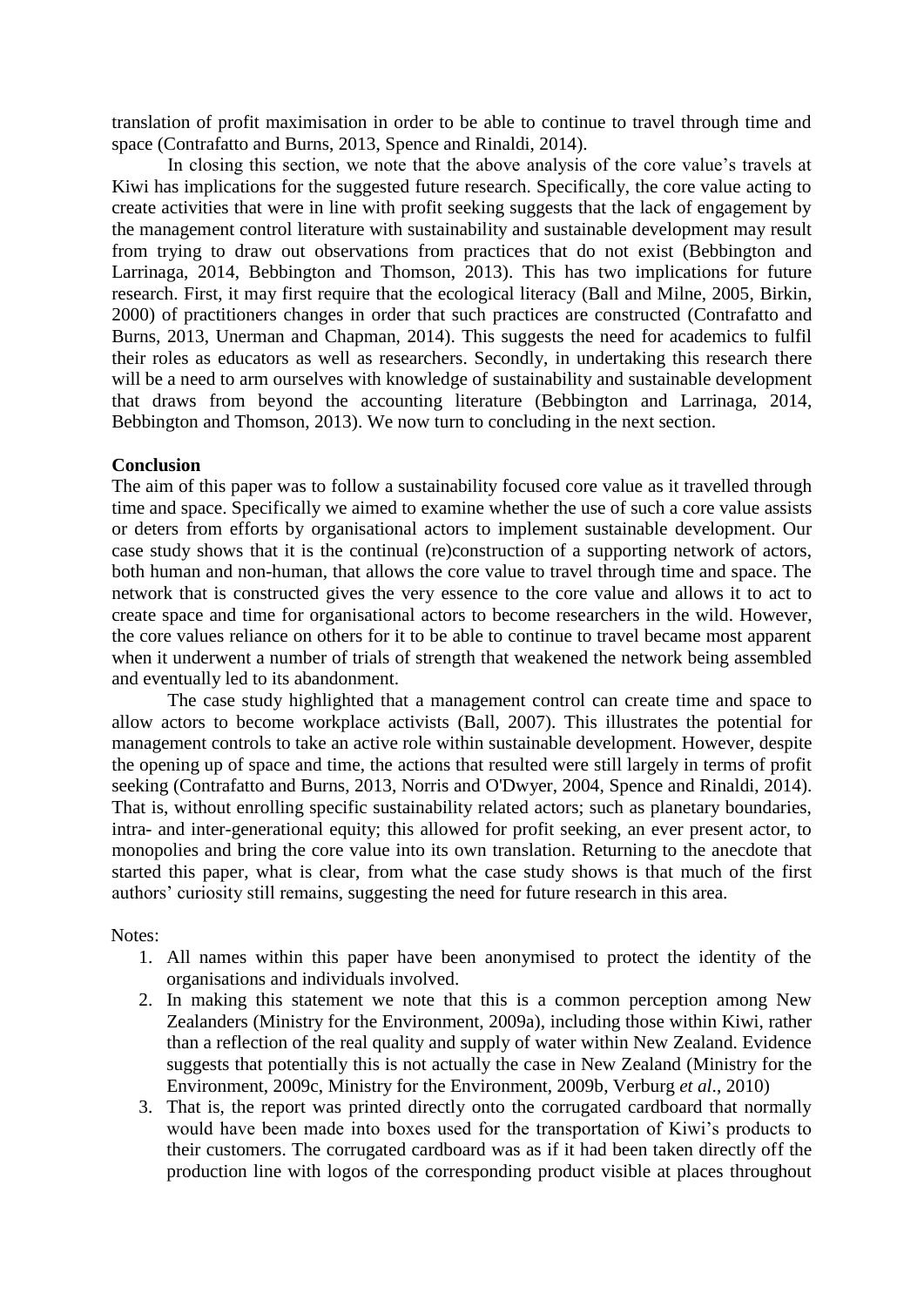translation of profit maximisation in order to be able to continue to travel through time and space (Contrafatto and Burns, 2013, Spence and Rinaldi, 2014).

In closing this section, we note that the above analysis of the core value's travels at Kiwi has implications for the suggested future research. Specifically, the core value acting to create activities that were in line with profit seeking suggests that the lack of engagement by the management control literature with sustainability and sustainable development may result from trying to draw out observations from practices that do not exist (Bebbington and Larrinaga, 2014, Bebbington and Thomson, 2013). This has two implications for future research. First, it may first require that the ecological literacy (Ball and Milne, 2005, Birkin, 2000) of practitioners changes in order that such practices are constructed (Contrafatto and Burns, 2013, Unerman and Chapman, 2014). This suggests the need for academics to fulfil their roles as educators as well as researchers. Secondly, in undertaking this research there will be a need to arm ourselves with knowledge of sustainability and sustainable development that draws from beyond the accounting literature (Bebbington and Larrinaga, 2014, Bebbington and Thomson, 2013). We now turn to concluding in the next section.

## Conclusion

The aim of this paper was to follow a sustainability focused core value as it travelled through time and space. Specifically we aimed to examine whether the use of such a core value assists or deters from efforts by organisational actors to implement sustainable development. Our case study shows that it is the continual (re)construction of a supporting network of actors, both human and non-human, that allows the core value to travel through time and space. The network that is constructed gives the very essence to the core value and allows it to act to create space and time for organisational actors to become researchers in the wild. However, the core values reliance on others for it to be able to continue to travel became most apparent when it underwent a number of trials of strength that weakened the network being assembled and eventually led to its abandonment.

The case study highlighted that a management control can create time and space to allow actors to become workplace activists (Ball, 2007). This illustrates the potential for management controls to take an active role within sustainable development. However, despite the opening up of space and time, the actions that resulted were still largely in terms of profit seeking (Contrafatto and Burns, 2013, Norris and O'Dwyer, 2004, Spence and Rinaldi, 2014). That is, without enrolling specific sustainability related actors; such as planetary boundaries, intra- and inter-generational equity; this allowed for profit seeking, an ever present actor, to monopolies and bring the core value into its own translation. Returning to the anecdote that started this paper, what is clear, from what the case study shows is that much of the first authors' curiosity still remains, suggesting the need for future research in this area.

Notes:

1. All names within this paper have been anonymised to protect the identity of the organisations and individuals involved.
2. In making this statement we note that this is a common perception among New Zealanders (Ministry for the Environment, 2009a), including those within Kiwi, rather than a reflection of the real quality and supply of water within New Zealand. Evidence suggests that potentially this is not actually the case in New Zealand (Ministry for the Environment, 2009c, Ministry for the Environment, 2009b, Verburg *et al*., 2010)
3. That is, the report was printed directly onto the corrugated cardboard that normally would have been made into boxes used for the transportation of Kiwi's products to their customers. The corrugated cardboard was as if it had been taken directly off the production line with logos of the corresponding product visible at places throughout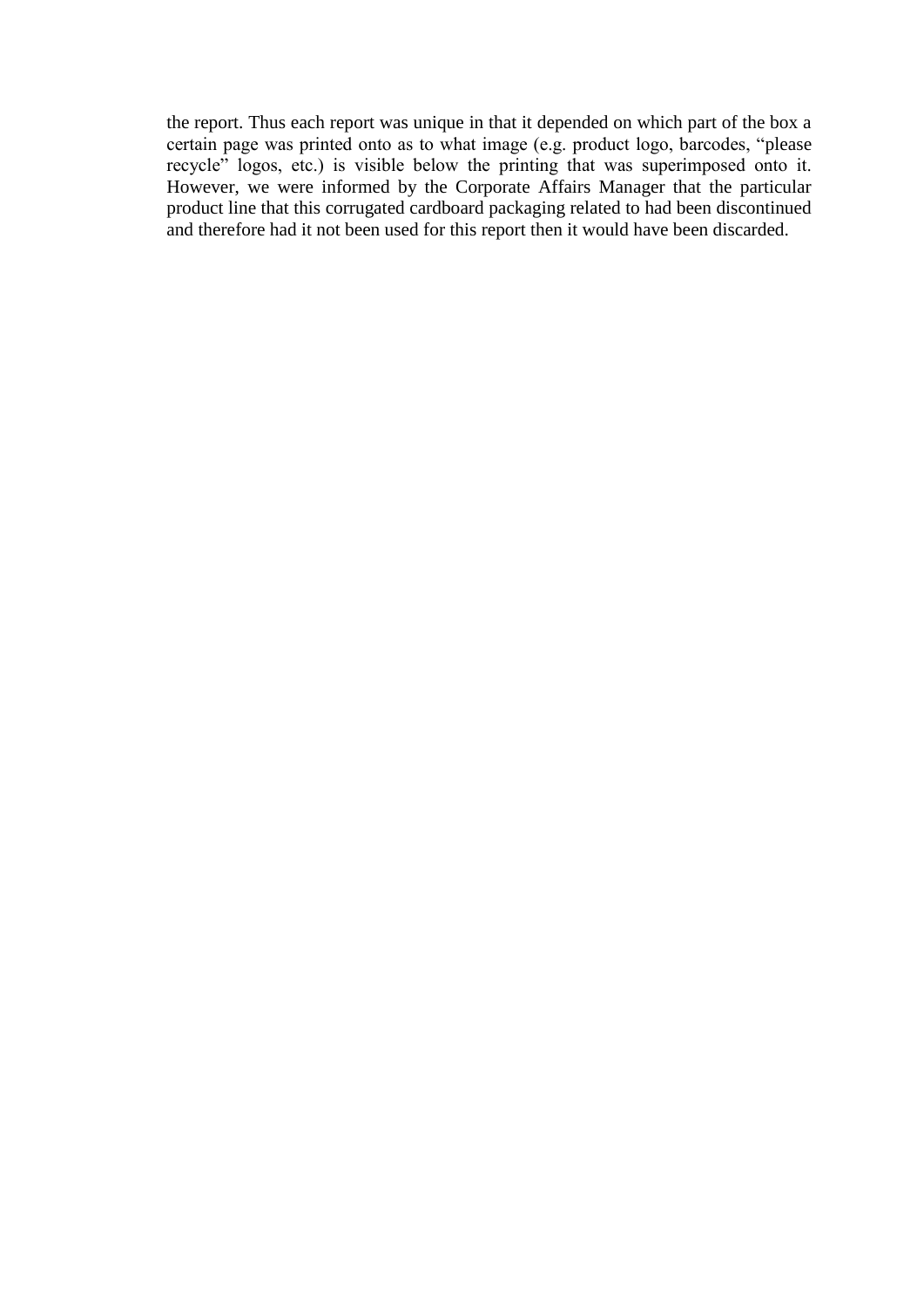the report. Thus each report was unique in that it depended on which part of the box a certain page was printed onto as to what image (e.g. product logo, barcodes, "please recycle" logos, etc.) is visible below the printing that was superimposed onto it. However, we were informed by the Corporate Affairs Manager that the particular product line that this corrugated cardboard packaging related to had been discontinued and therefore had it not been used for this report then it would have been discarded.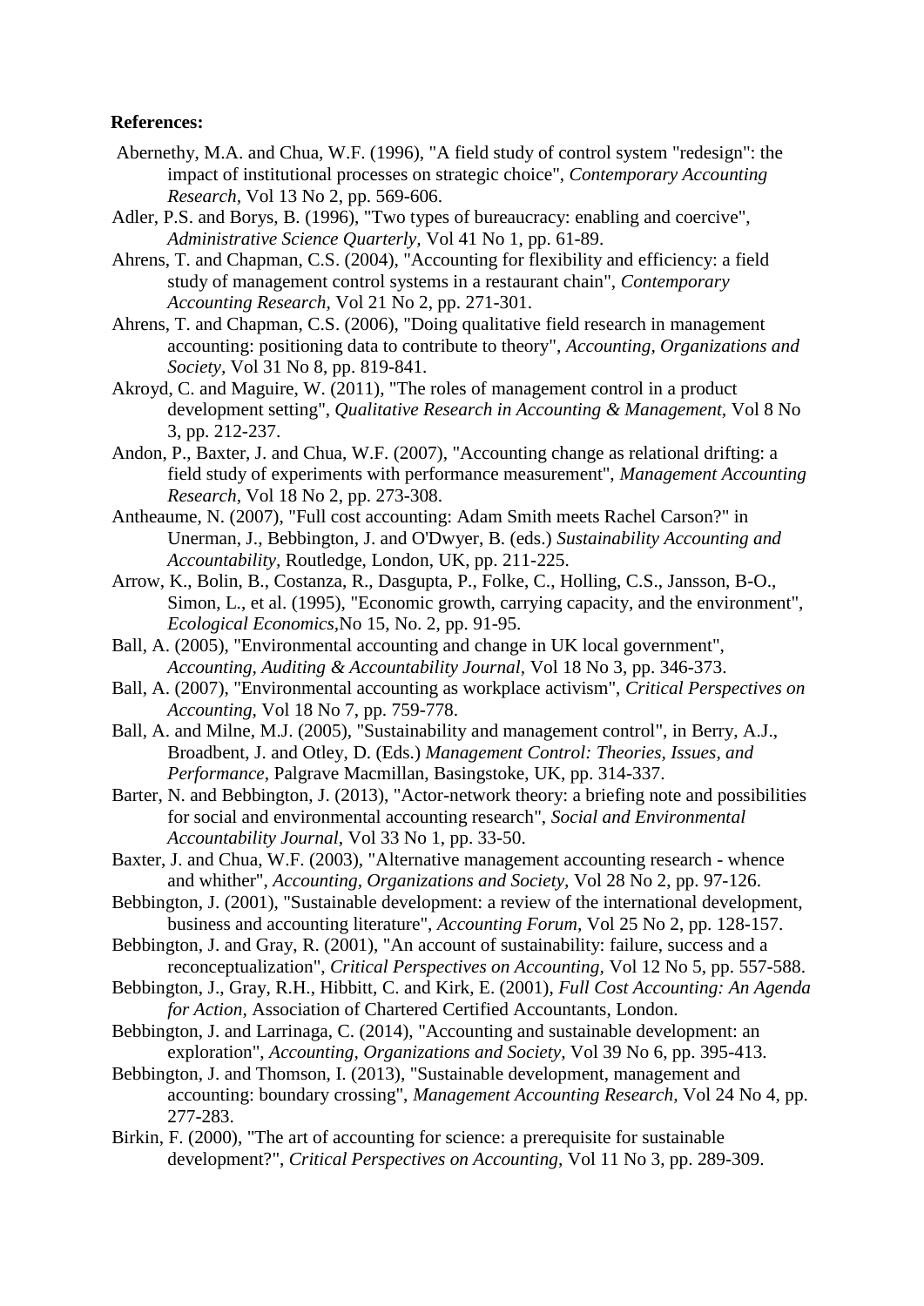**References:**

Abernethy, M.A. and Chua, W.F. (1996), "A field study of control system "redesign": the impact of institutional processes on strategic choice", *Contemporary Accounting Research*, Vol 13 No 2, pp. 569-606.

Adler, P.S. and Borys, B. (1996), "Two types of bureaucracy: enabling and coercive", *Administrative Science Quarterly*, Vol 41 No 1, pp. 61-89.

Ahrens, T. and Chapman, C.S. (2004), "Accounting for flexibility and efficiency: a field study of management control systems in a restaurant chain", *Contemporary Accounting Research*, Vol 21 No 2, pp. 271-301.

Ahrens, T. and Chapman, C.S. (2006), "Doing qualitative field research in management accounting: positioning data to contribute to theory", *Accounting, Organizations and Society*, Vol 31 No 8, pp. 819-841.

Akroyd, C. and Maguire, W. (2011), "The roles of management control in a product development setting", *Qualitative Research in Accounting & Management*, Vol 8 No 3, pp. 212-237.

Andon, P., Baxter, J. and Chua, W.F. (2007), "Accounting change as relational drifting: a field study of experiments with performance measurement", *Management Accounting Research*, Vol 18 No 2, pp. 273-308.

Antheaume, N. (2007), "Full cost accounting: Adam Smith meets Rachel Carson?" in Unerman, J., Bebbington, J. and O'Dwyer, B. (eds.) *Sustainability Accounting and Accountability*, Routledge, London, UK, pp. 211-225.

Arrow, K., Bolin, B., Costanza, R., Dasgupta, P., Folke, C., Holling, C.S., Jansson, B-O., Simon, L., et al. (1995), "Economic growth, carrying capacity, and the environment", *Ecological Economics*,No 15, No. 2, pp. 91-95.

Ball, A. (2005), "Environmental accounting and change in UK local government", *Accounting, Auditing & Accountability Journal*, Vol 18 No 3, pp. 346-373.

Ball, A. (2007), "Environmental accounting as workplace activism", *Critical Perspectives on Accounting*, Vol 18 No 7, pp. 759-778.

Ball, A. and Milne, M.J. (2005), "Sustainability and management control", in Berry, A.J., Broadbent, J. and Otley, D. (Eds.) *Management Control: Theories, Issues, and Performance*, Palgrave Macmillan, Basingstoke, UK, pp. 314-337.

Barter, N. and Bebbington, J. (2013), "Actor-network theory: a briefing note and possibilities for social and environmental accounting research", *Social and Environmental Accountability Journal*, Vol 33 No 1, pp. 33-50.

Baxter, J. and Chua, W.F. (2003), "Alternative management accounting research - whence and whither", *Accounting, Organizations and Society*, Vol 28 No 2, pp. 97-126.

Bebbington, J. (2001), "Sustainable development: a review of the international development, business and accounting literature", *Accounting Forum*, Vol 25 No 2, pp. 128-157.

Bebbington, J. and Gray, R. (2001), "An account of sustainability: failure, success and a reconceptualization", *Critical Perspectives on Accounting*, Vol 12 No 5, pp. 557-588.

Bebbington, J., Gray, R.H., Hibbitt, C. and Kirk, E. (2001), *Full Cost Accounting: An Agenda for Action*, Association of Chartered Certified Accountants, London.

Bebbington, J. and Larrinaga, C. (2014), "Accounting and sustainable development: an exploration", *Accounting, Organizations and Society*, Vol 39 No 6, pp. 395-413.

Bebbington, J. and Thomson, I. (2013), "Sustainable development, management and accounting: boundary crossing", *Management Accounting Research*, Vol 24 No 4, pp. 277-283.

Birkin, F. (2000), "The art of accounting for science: a prerequisite for sustainable development?", *Critical Perspectives on Accounting*, Vol 11 No 3, pp. 289-309.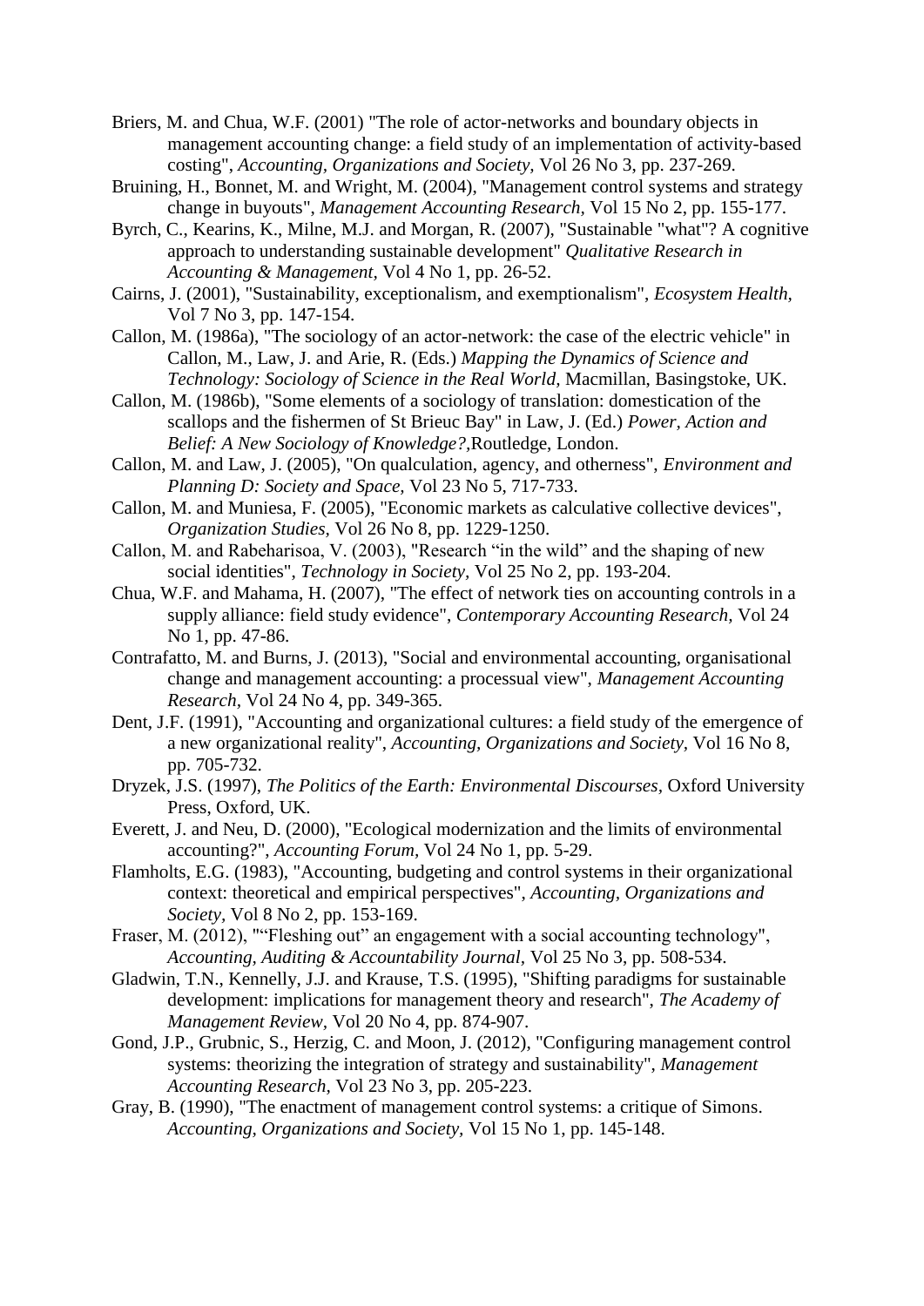Briers, M. and Chua, W.F. (2001) "The role of actor-networks and boundary objects in management accounting change: a field study of an implementation of activity-based costing", *Accounting, Organizations and Society,* Vol 26 No 3, pp. 237-269.

Bruining, H., Bonnet, M. and Wright, M. (2004), "Management control systems and strategy change in buyouts", *Management Accounting Research,* Vol 15 No 2, pp. 155-177.

Byrch, C., Kearins, K., Milne, M.J. and Morgan, R. (2007), "Sustainable "what"? A cognitive approach to understanding sustainable development" *Qualitative Research in Accounting & Management,* Vol 4 No 1, pp. 26-52.

Cairns, J. (2001), "Sustainability, exceptionalism, and exemptionalism", *Ecosystem Health,* Vol 7 No 3, pp. 147-154.

Callon, M. (1986a), "The sociology of an actor-network: the case of the electric vehicle" in Callon, M., Law, J. and Arie, R. (Eds.) *Mapping the Dynamics of Science and Technology: Sociology of Science in the Real World,* Macmillan, Basingstoke, UK.

Callon, M. (1986b), "Some elements of a sociology of translation: domestication of the scallops and the fishermen of St Brieuc Bay" in Law, J. (Ed.) *Power, Action and Belief: A New Sociology of Knowledge?,*Routledge, London.

Callon, M. and Law, J. (2005), "On qualculation, agency, and otherness", *Environment and Planning D: Society and Space,* Vol 23 No 5, 717-733.

Callon, M. and Muniesa, F. (2005), "Economic markets as calculative collective devices", *Organization Studies,* Vol 26 No 8, pp. 1229-1250.

Callon, M. and Rabeharisoa, V. (2003), "Research "in the wild" and the shaping of new social identities", *Technology in Society,* Vol 25 No 2, pp. 193-204.

Chua, W.F. and Mahama, H. (2007), "The effect of network ties on accounting controls in a supply alliance: field study evidence", *Contemporary Accounting Research,* Vol 24 No 1, pp. 47-86.

Contrafatto, M. and Burns, J. (2013), "Social and environmental accounting, organisational change and management accounting: a processual view", *Management Accounting Research,* Vol 24 No 4, pp. 349-365.

Dent, J.F. (1991), "Accounting and organizational cultures: a field study of the emergence of a new organizational reality", *Accounting, Organizations and Society,* Vol 16 No 8, pp. 705-732.

Dryzek, J.S. (1997), *The Politics of the Earth: Environmental Discourses,* Oxford University Press, Oxford, UK.

Everett, J. and Neu, D. (2000), "Ecological modernization and the limits of environmental accounting?", *Accounting Forum,* Vol 24 No 1, pp. 5-29.

Flamholts, E.G. (1983), "Accounting, budgeting and control systems in their organizational context: theoretical and empirical perspectives", *Accounting, Organizations and Society,* Vol 8 No 2, pp. 153-169.

Fraser, M. (2012), ""Fleshing out" an engagement with a social accounting technology", *Accounting, Auditing & Accountability Journal,* Vol 25 No 3, pp. 508-534.

Gladwin, T.N., Kennelly, J.J. and Krause, T.S. (1995), "Shifting paradigms for sustainable development: implications for management theory and research", *The Academy of Management Review,* Vol 20 No 4, pp. 874-907.

Gond, J.P., Grubnic, S., Herzig, C. and Moon, J. (2012), "Configuring management control systems: theorizing the integration of strategy and sustainability", *Management Accounting Research,* Vol 23 No 3, pp. 205-223.

Gray, B. (1990), "The enactment of management control systems: a critique of Simons. *Accounting, Organizations and Society,* Vol 15 No 1, pp. 145-148.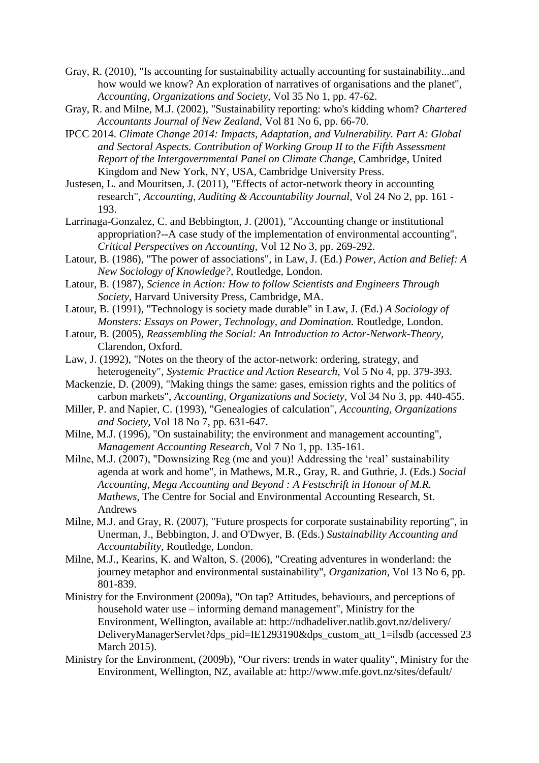Gray, R. (2010), "Is accounting for sustainability actually accounting for sustainability...and how would we know? An exploration of narratives of organisations and the planet", *Accounting, Organizations and Society,* Vol 35 No 1, pp. 47-62.

Gray, R. and Milne, M.J. (2002), "Sustainability reporting: who's kidding whom? *Chartered Accountants Journal of New Zealand,* Vol 81 No 6, pp. 66-70.

IPCC 2014. *Climate Change 2014: Impacts, Adaptation, and Vulnerability. Part A: Global and Sectoral Aspects. Contribution of Working Group II to the Fifth Assessment Report of the Intergovernmental Panel on Climate Change,* Cambridge, United Kingdom and New York, NY, USA, Cambridge University Press.

Justesen, L. and Mouritsen, J. (2011), "Effects of actor-network theory in accounting research", *Accounting, Auditing & Accountability Journal,* Vol 24 No 2, pp. 161 - 193.

Larrinaga-Gonzalez, C. and Bebbington, J. (2001), "Accounting change or institutional appropriation?--A case study of the implementation of environmental accounting", *Critical Perspectives on Accounting,* Vol 12 No 3, pp. 269-292.

Latour, B. (1986), "The power of associations", in Law, J. (Ed.) *Power, Action and Belief: A New Sociology of Knowledge?,* Routledge, London.

Latour, B. (1987), *Science in Action: How to follow Scientists and Engineers Through Society*, Harvard University Press, Cambridge, MA.

Latour, B. (1991), "Technology is society made durable" in Law, J. (Ed.) *A Sociology of Monsters: Essays on Power, Technology, and Domination.* Routledge, London.

Latour, B. (2005), *Reassembling the Social: An Introduction to Actor-Network-Theory,* Clarendon, Oxford.

Law, J. (1992), "Notes on the theory of the actor-network: ordering, strategy, and heterogeneity", *Systemic Practice and Action Research,* Vol 5 No 4, pp. 379-393.

Mackenzie, D. (2009), "Making things the same: gases, emission rights and the politics of carbon markets", *Accounting, Organizations and Society,* Vol 34 No 3, pp. 440-455.

Miller, P. and Napier, C. (1993), "Genealogies of calculation", *Accounting, Organizations and Society,* Vol 18 No 7, pp. 631-647.

Milne, M.J. (1996), "On sustainability; the environment and management accounting", *Management Accounting Research,* Vol 7 No 1, pp. 135-161.

Milne, M.J. (2007), "Downsizing Reg (me and you)! Addressing the 'real' sustainability agenda at work and home", in Mathews, M.R., Gray, R. and Guthrie, J. (Eds.) *Social Accounting, Mega Accounting and Beyond : A Festschrift in Honour of M.R. Mathews,* The Centre for Social and Environmental Accounting Research, St. Andrews

Milne, M.J. and Gray, R. (2007), "Future prospects for corporate sustainability reporting", in Unerman, J., Bebbington, J. and O'Dwyer, B. (Eds.) *Sustainability Accounting and Accountability,* Routledge, London.

Milne, M.J., Kearins, K. and Walton, S. (2006), "Creating adventures in wonderland: the journey metaphor and environmental sustainability", *Organization,* Vol 13 No 6, pp. 801-839.

Ministry for the Environment (2009a), "On tap? Attitudes, behaviours, and perceptions of household water use – informing demand management", Ministry for the Environment, Wellington, available at: http://ndhadeliver.natlib.govt.nz/delivery/DeliveryManagerServlet?dps_pid=IE1293190&dps_custom_att_1=ilsdb (accessed 23 March 2015).

Ministry for the Environment, (2009b), "Our rivers: trends in water quality", Ministry for the Environment, Wellington, NZ, available at: http://www.mfe.govt.nz/sites/default/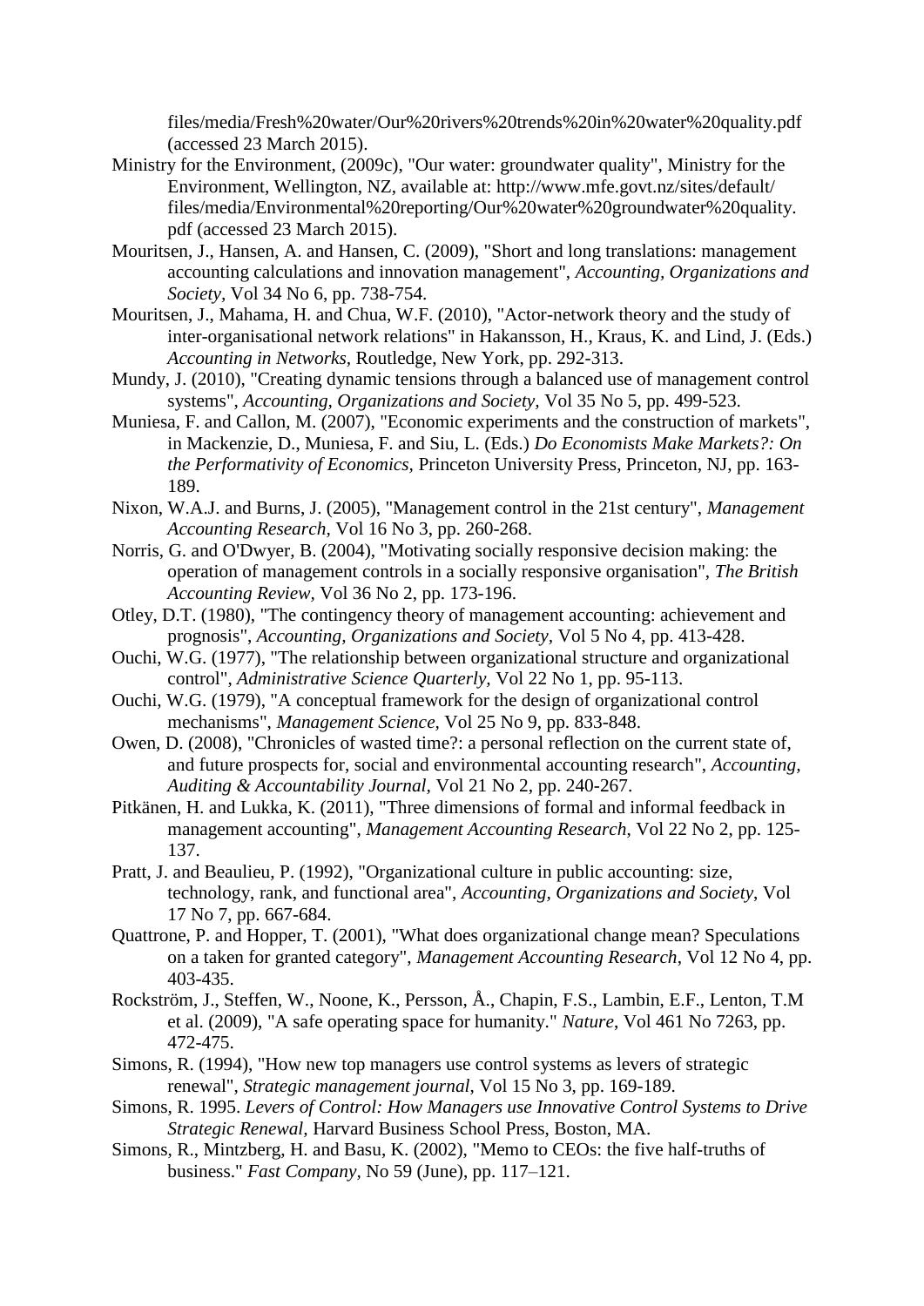files/media/Fresh%20water/Our%20rivers%20trends%20in%20water%20quality.pdf (accessed 23 March 2015).

Ministry for the Environment, (2009c), "Our water: groundwater quality", Ministry for the Environment, Wellington, NZ, available at: http://www.mfe.govt.nz/sites/default/files/media/Environmental%20reporting/Our%20water%20groundwater%20quality.pdf (accessed 23 March 2015).

Mouritsen, J., Hansen, A. and Hansen, C. (2009), "Short and long translations: management accounting calculations and innovation management", *Accounting, Organizations and Society,* Vol 34 No 6, pp. 738-754.

Mouritsen, J., Mahama, H. and Chua, W.F. (2010), "Actor-network theory and the study of inter-organisational network relations" in Hakansson, H., Kraus, K. and Lind, J. (Eds.) *Accounting in Networks,* Routledge, New York, pp. 292-313.

Mundy, J. (2010), "Creating dynamic tensions through a balanced use of management control systems", *Accounting, Organizations and Society,* Vol 35 No 5, pp. 499-523.

Muniesa, F. and Callon, M. (2007), "Economic experiments and the construction of markets", in Mackenzie, D., Muniesa, F. and Siu, L. (Eds.) *Do Economists Make Markets?: On the Performativity of Economics,* Princeton University Press, Princeton, NJ, pp. 163-189.

Nixon, W.A.J. and Burns, J. (2005), "Management control in the 21st century", *Management Accounting Research,* Vol 16 No 3, pp. 260-268.

Norris, G. and O'Dwyer, B. (2004), "Motivating socially responsive decision making: the operation of management controls in a socially responsive organisation", *The British Accounting Review,* Vol 36 No 2, pp. 173-196.

Otley, D.T. (1980), "The contingency theory of management accounting: achievement and prognosis", *Accounting, Organizations and Society,* Vol 5 No 4, pp. 413-428.

Ouchi, W.G. (1977), "The relationship between organizational structure and organizational control", *Administrative Science Quarterly,* Vol 22 No 1, pp. 95-113.

Ouchi, W.G. (1979), "A conceptual framework for the design of organizational control mechanisms", *Management Science,* Vol 25 No 9, pp. 833-848.

Owen, D. (2008), "Chronicles of wasted time?: a personal reflection on the current state of, and future prospects for, social and environmental accounting research", *Accounting, Auditing & Accountability Journal,* Vol 21 No 2, pp. 240-267.

Pitkänen, H. and Lukka, K. (2011), "Three dimensions of formal and informal feedback in management accounting", *Management Accounting Research*, Vol 22 No 2, pp. 125-137.

Pratt, J. and Beaulieu, P. (1992), "Organizational culture in public accounting: size, technology, rank, and functional area", *Accounting, Organizations and Society*, Vol 17 No 7, pp. 667-684.

Quattrone, P. and Hopper, T. (2001), "What does organizational change mean? Speculations on a taken for granted category", *Management Accounting Research*, Vol 12 No 4, pp. 403-435.

Rockström, J., Steffen, W., Noone, K., Persson, Å., Chapin, F.S., Lambin, E.F., Lenton, T.M et al. (2009), "A safe operating space for humanity." *Nature*, Vol 461 No 7263, pp. 472-475.

Simons, R. (1994), "How new top managers use control systems as levers of strategic renewal", *Strategic management journal*, Vol 15 No 3, pp. 169-189.

Simons, R. 1995. *Levers of Control: How Managers use Innovative Control Systems to Drive Strategic Renewal,* Harvard Business School Press, Boston, MA.

Simons, R., Mintzberg, H. and Basu, K. (2002), "Memo to CEOs: the five half-truths of business." *Fast Company,* No 59 (June), pp. 117–121.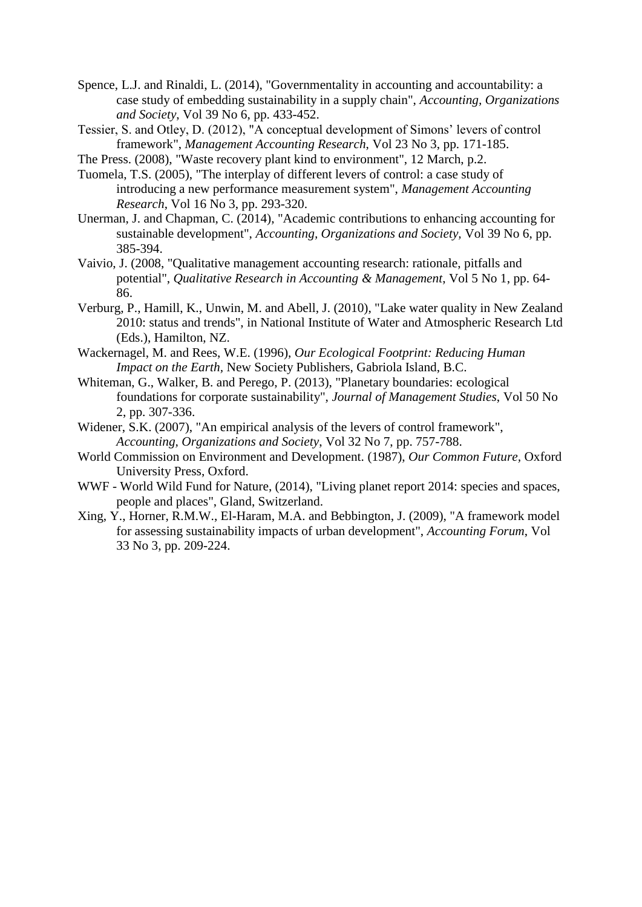Spence, L.J. and Rinaldi, L. (2014), "Governmentality in accounting and accountability: a case study of embedding sustainability in a supply chain", *Accounting, Organizations and Society*, Vol 39 No 6, pp. 433-452.

Tessier, S. and Otley, D. (2012), "A conceptual development of Simons' levers of control framework", *Management Accounting Research*, Vol 23 No 3, pp. 171-185.

The Press. (2008), "Waste recovery plant kind to environment", 12 March, p.2.

Tuomela, T.S. (2005), "The interplay of different levers of control: a case study of introducing a new performance measurement system", *Management Accounting Research*, Vol 16 No 3, pp. 293-320.

Unerman, J. and Chapman, C. (2014), "Academic contributions to enhancing accounting for sustainable development", *Accounting, Organizations and Society,* Vol 39 No 6, pp. 385-394.

Vaivio, J. (2008, "Qualitative management accounting research: rationale, pitfalls and potential", *Qualitative Research in Accounting & Management*, Vol 5 No 1, pp. 64-86.

Verburg, P., Hamill, K., Unwin, M. and Abell, J. (2010), "Lake water quality in New Zealand 2010: status and trends", in National Institute of Water and Atmospheric Research Ltd (Eds.), Hamilton, NZ.

Wackernagel, M. and Rees, W.E. (1996), *Our Ecological Footprint: Reducing Human Impact on the Earth,* New Society Publishers, Gabriola Island, B.C.

Whiteman, G., Walker, B. and Perego, P. (2013), "Planetary boundaries: ecological foundations for corporate sustainability", *Journal of Management Studies*, Vol 50 No 2, pp. 307-336.

Widener, S.K. (2007), "An empirical analysis of the levers of control framework", *Accounting, Organizations and Society*, Vol 32 No 7, pp. 757-788.

World Commission on Environment and Development. (1987), *Our Common Future,* Oxford University Press, Oxford.

WWF - World Wild Fund for Nature, (2014), "Living planet report 2014: species and spaces, people and places", Gland, Switzerland.

Xing, Y., Horner, R.M.W., El-Haram, M.A. and Bebbington, J. (2009), "A framework model for assessing sustainability impacts of urban development", *Accounting Forum*, Vol 33 No 3, pp. 209-224.